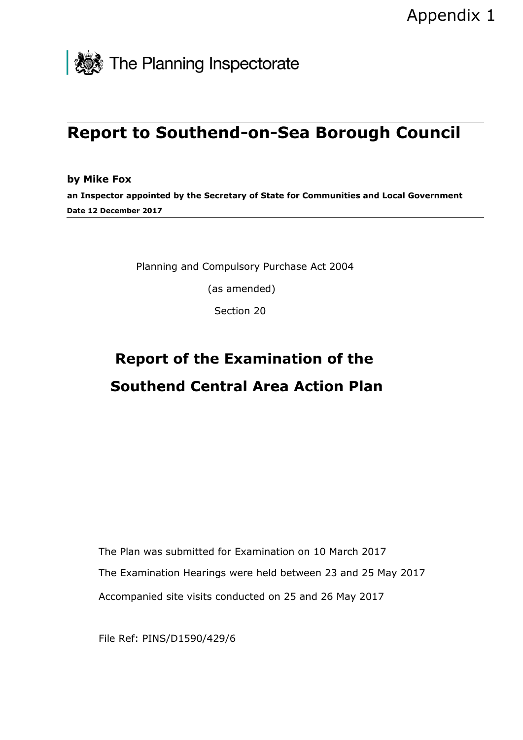Appendix 1

The Planning Inspectorate

# Report to Southend-on-Sea Borough Council

**by Mike Fox**

**an Inspector appointed by the Secretary of State for Communities and Local Government**

**Date 12 December 2017**

Planning and Compulsory Purchase Act 2004

(as amended)

Section 20

## Report of the Examination of the Southend Central Area Action Plan

The Plan was submitted for Examination on 10 March 2017

The Examination Hearings were held between 23 and 25 May 2017

Accompanied site visits conducted on 25 and 26 May 2017

File Ref: PINS/D1590/429/6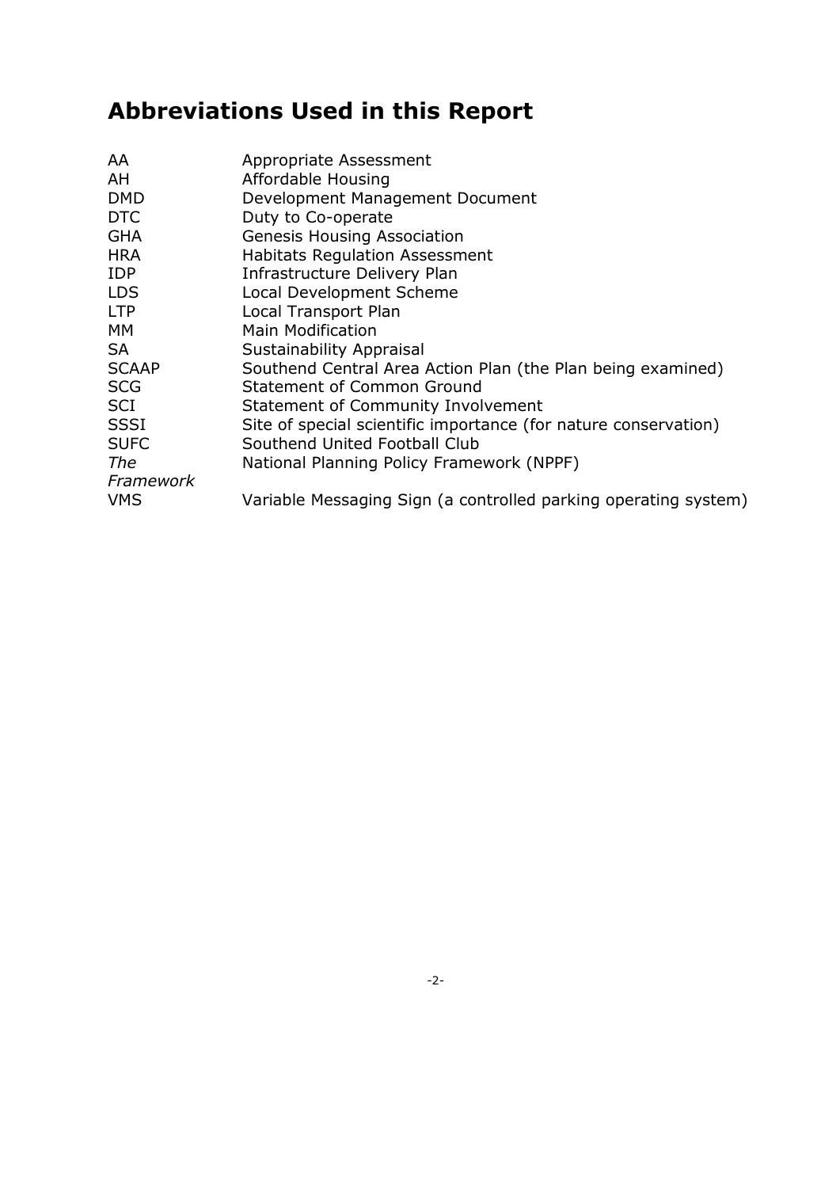# Abbreviations Used in this Report

| | |
|---|---|
| AA | Appropriate Assessment |
| AH | Affordable Housing |
| DMD | Development Management Document |
| DTC | Duty to Co-operate |
| GHA | Genesis Housing Association |
| HRA | Habitats Regulation Assessment |
| IDP | Infrastructure Delivery Plan |
| LDS | Local Development Scheme |
| LTP | Local Transport Plan |
| MM | Main Modification |
| SA | Sustainability Appraisal |
| SCAAP | Southend Central Area Action Plan (the Plan being examined) |
| SCG | Statement of Common Ground |
| SCI | Statement of Community Involvement |
| SSSI | Site of special scientific importance (for nature conservation) |
| SUFC | Southend United Football Club |
| *The Framework* | National Planning Policy Framework (NPPF) |
| VMS | Variable Messaging Sign (a controlled parking operating system) |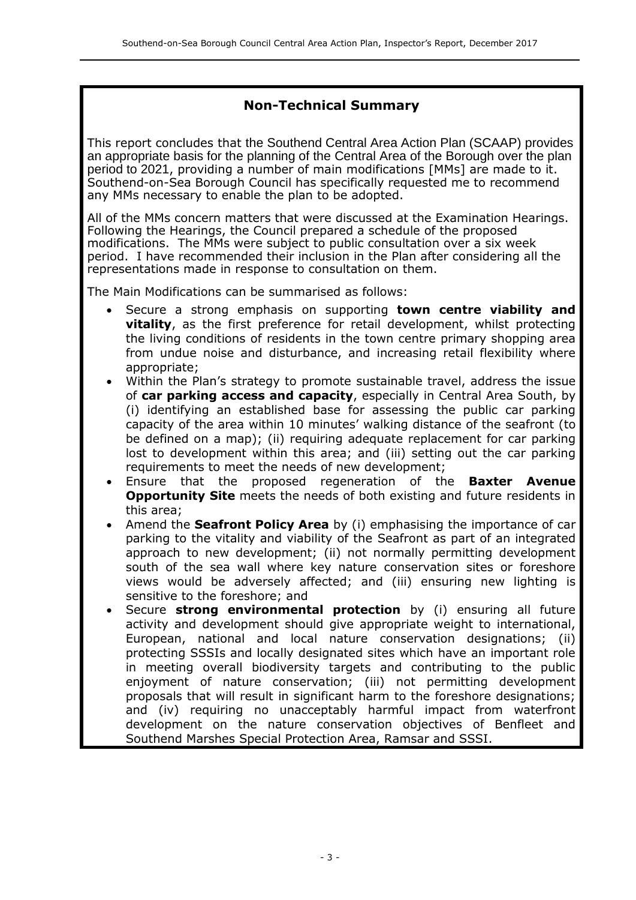## Non-Technical Summary

This report concludes that the Southend Central Area Action Plan (SCAAP) provides an appropriate basis for the planning of the Central Area of the Borough over the plan period to 2021, providing a number of main modifications [MMs] are made to it. Southend-on-Sea Borough Council has specifically requested me to recommend any MMs necessary to enable the plan to be adopted.

All of the MMs concern matters that were discussed at the Examination Hearings. Following the Hearings, the Council prepared a schedule of the proposed modifications. The MMs were subject to public consultation over a six week period. I have recommended their inclusion in the Plan after considering all the representations made in response to consultation on them.

The Main Modifications can be summarised as follows:

- Secure a strong emphasis on supporting **town centre viability and vitality**, as the first preference for retail development, whilst protecting the living conditions of residents in the town centre primary shopping area from undue noise and disturbance, and increasing retail flexibility where appropriate;
- Within the Plan's strategy to promote sustainable travel, address the issue of **car parking access and capacity**, especially in Central Area South, by (i) identifying an established base for assessing the public car parking capacity of the area within 10 minutes' walking distance of the seafront (to be defined on a map); (ii) requiring adequate replacement for car parking lost to development within this area; and (iii) setting out the car parking requirements to meet the needs of new development;
- Ensure that the proposed regeneration of the **Baxter Avenue Opportunity Site** meets the needs of both existing and future residents in this area;
- Amend the **Seafront Policy Area** by (i) emphasising the importance of car parking to the vitality and viability of the Seafront as part of an integrated approach to new development; (ii) not normally permitting development south of the sea wall where key nature conservation sites or foreshore views would be adversely affected; and (iii) ensuring new lighting is sensitive to the foreshore; and
- Secure **strong environmental protection** by (i) ensuring all future activity and development should give appropriate weight to international, European, national and local nature conservation designations; (ii) protecting SSSIs and locally designated sites which have an important role in meeting overall biodiversity targets and contributing to the public enjoyment of nature conservation; (iii) not permitting development proposals that will result in significant harm to the foreshore designations; and (iv) requiring no unacceptably harmful impact from waterfront development on the nature conservation objectives of Benfleet and Southend Marshes Special Protection Area, Ramsar and SSSI.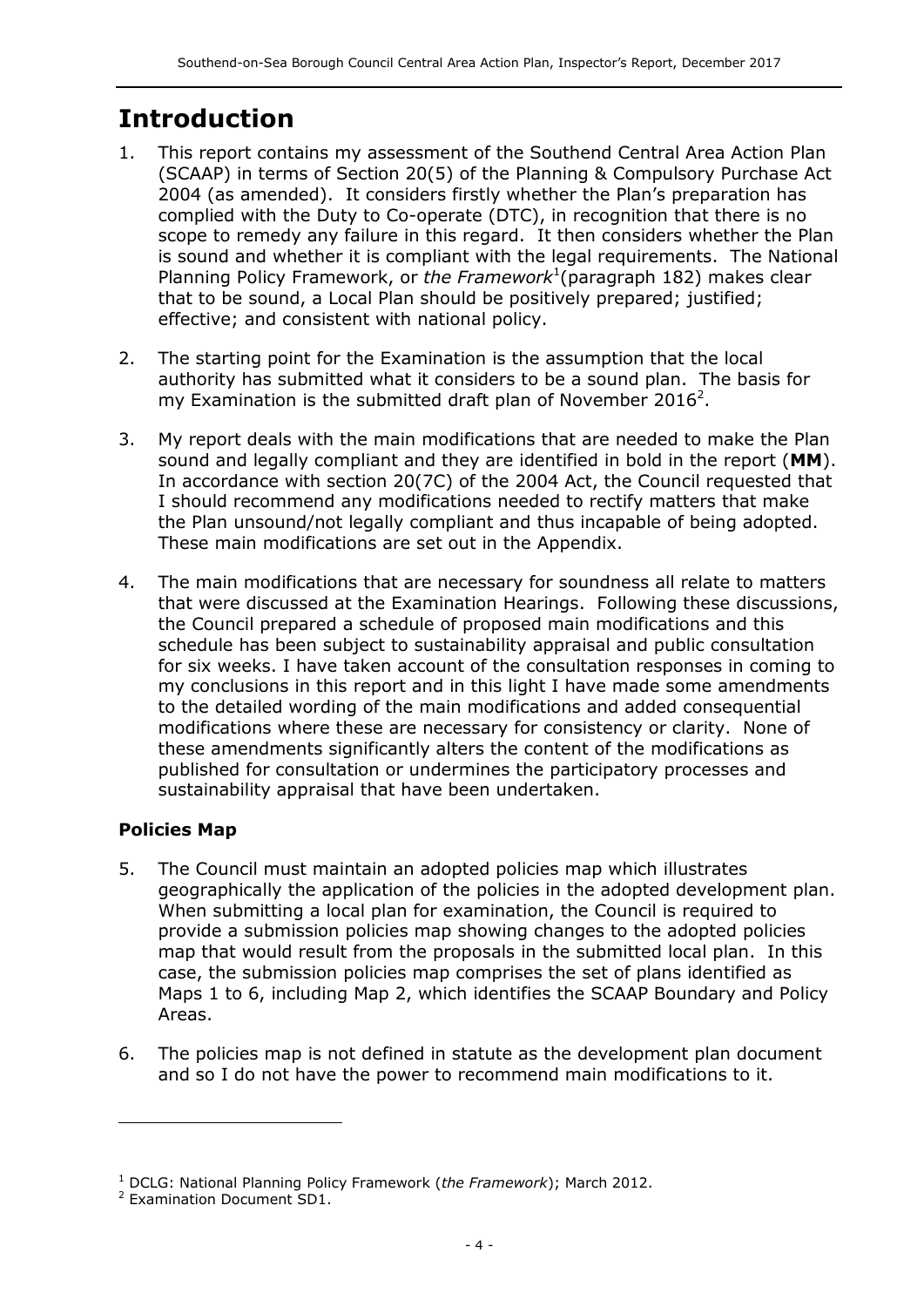# Introduction

1. This report contains my assessment of the Southend Central Area Action Plan (SCAAP) in terms of Section 20(5) of the Planning & Compulsory Purchase Act 2004 (as amended). It considers firstly whether the Plan's preparation has complied with the Duty to Co-operate (DTC), in recognition that there is no scope to remedy any failure in this regard. It then considers whether the Plan is sound and whether it is compliant with the legal requirements. The National Planning Policy Framework, or *the Framework*[1](paragraph 182) makes clear that to be sound, a Local Plan should be positively prepared; justified; effective; and consistent with national policy.

2. The starting point for the Examination is the assumption that the local authority has submitted what it considers to be a sound plan. The basis for my Examination is the submitted draft plan of November 2016[2].

3. My report deals with the main modifications that are needed to make the Plan sound and legally compliant and they are identified in bold in the report (**MM**). In accordance with section 20(7C) of the 2004 Act, the Council requested that I should recommend any modifications needed to rectify matters that make the Plan unsound/not legally compliant and thus incapable of being adopted. These main modifications are set out in the Appendix.

4. The main modifications that are necessary for soundness all relate to matters that were discussed at the Examination Hearings. Following these discussions, the Council prepared a schedule of proposed main modifications and this schedule has been subject to sustainability appraisal and public consultation for six weeks. I have taken account of the consultation responses in coming to my conclusions in this report and in this light I have made some amendments to the detailed wording of the main modifications and added consequential modifications where these are necessary for consistency or clarity. None of these amendments significantly alters the content of the modifications as published for consultation or undermines the participatory processes and sustainability appraisal that have been undertaken.

### Policies Map

5. The Council must maintain an adopted policies map which illustrates geographically the application of the policies in the adopted development plan. When submitting a local plan for examination, the Council is required to provide a submission policies map showing changes to the adopted policies map that would result from the proposals in the submitted local plan. In this case, the submission policies map comprises the set of plans identified as Maps 1 to 6, including Map 2, which identifies the SCAAP Boundary and Policy Areas.

6. The policies map is not defined in statute as the development plan document and so I do not have the power to recommend main modifications to it.

---

[1] DCLG: National Planning Policy Framework (*the Framework*); March 2012.

[2] Examination Document SD1.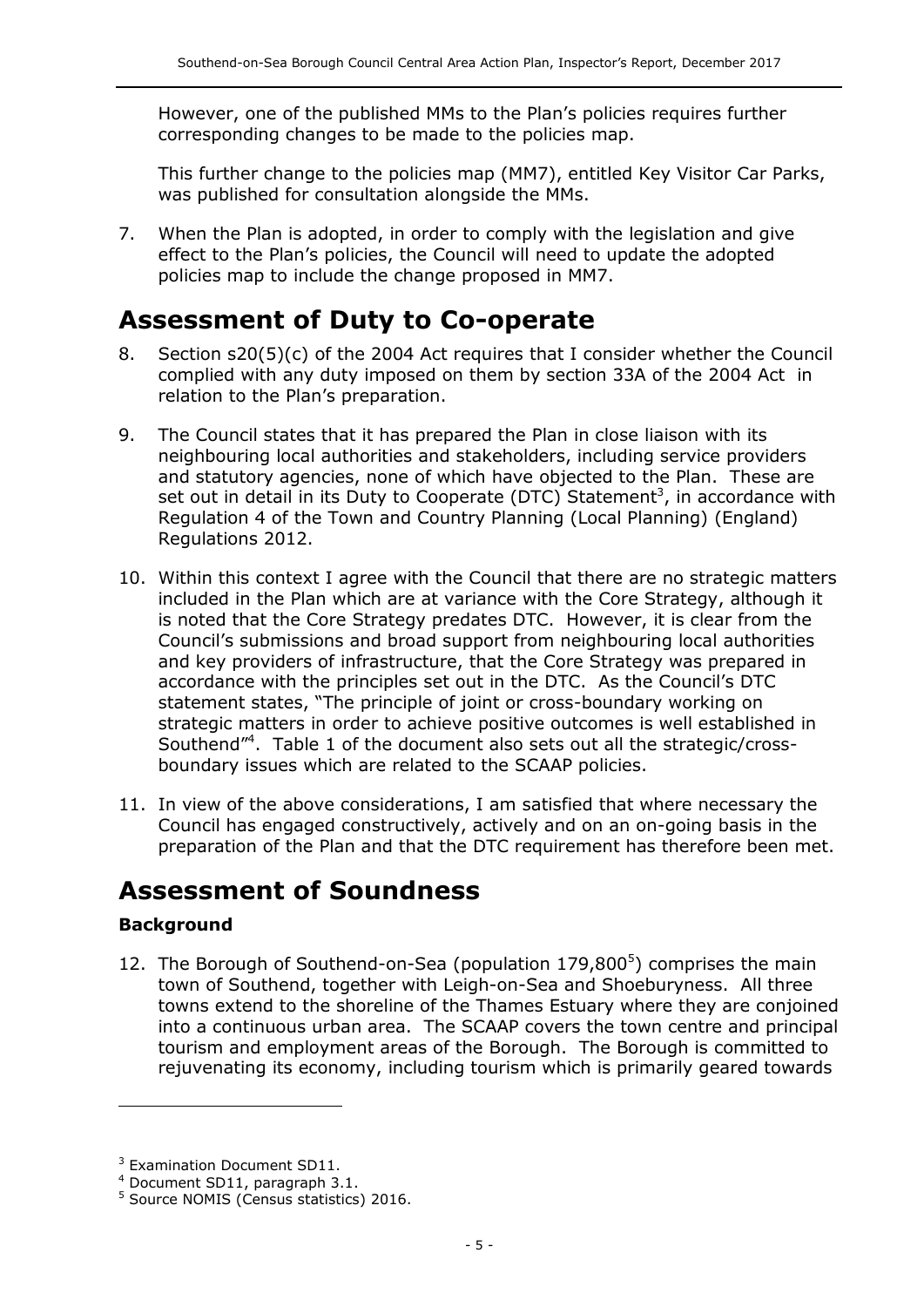However, one of the published MMs to the Plan's policies requires further corresponding changes to be made to the policies map.

This further change to the policies map (MM7), entitled Key Visitor Car Parks, was published for consultation alongside the MMs.

7. When the Plan is adopted, in order to comply with the legislation and give effect to the Plan's policies, the Council will need to update the adopted policies map to include the change proposed in MM7.

# Assessment of Duty to Co-operate

8. Section s20(5)(c) of the 2004 Act requires that I consider whether the Council complied with any duty imposed on them by section 33A of the 2004 Act in relation to the Plan's preparation.

9. The Council states that it has prepared the Plan in close liaison with its neighbouring local authorities and stakeholders, including service providers and statutory agencies, none of which have objected to the Plan. These are set out in detail in its Duty to Cooperate (DTC) Statement[3], in accordance with Regulation 4 of the Town and Country Planning (Local Planning) (England) Regulations 2012.

10. Within this context I agree with the Council that there are no strategic matters included in the Plan which are at variance with the Core Strategy, although it is noted that the Core Strategy predates DTC. However, it is clear from the Council's submissions and broad support from neighbouring local authorities and key providers of infrastructure, that the Core Strategy was prepared in accordance with the principles set out in the DTC. As the Council's DTC statement states, "The principle of joint or cross-boundary working on strategic matters in order to achieve positive outcomes is well established in Southend"[4]. Table 1 of the document also sets out all the strategic/cross-boundary issues which are related to the SCAAP policies.

11. In view of the above considerations, I am satisfied that where necessary the Council has engaged constructively, actively and on an on-going basis in the preparation of the Plan and that the DTC requirement has therefore been met.

# Assessment of Soundness

### Background

12. The Borough of Southend-on-Sea (population 179,800[5]) comprises the main town of Southend, together with Leigh-on-Sea and Shoeburyness. All three towns extend to the shoreline of the Thames Estuary where they are conjoined into a continuous urban area. The SCAAP covers the town centre and principal tourism and employment areas of the Borough. The Borough is committed to rejuvenating its economy, including tourism which is primarily geared towards

---

[3] Examination Document SD11.

[4] Document SD11, paragraph 3.1.

[5] Source NOMIS (Census statistics) 2016.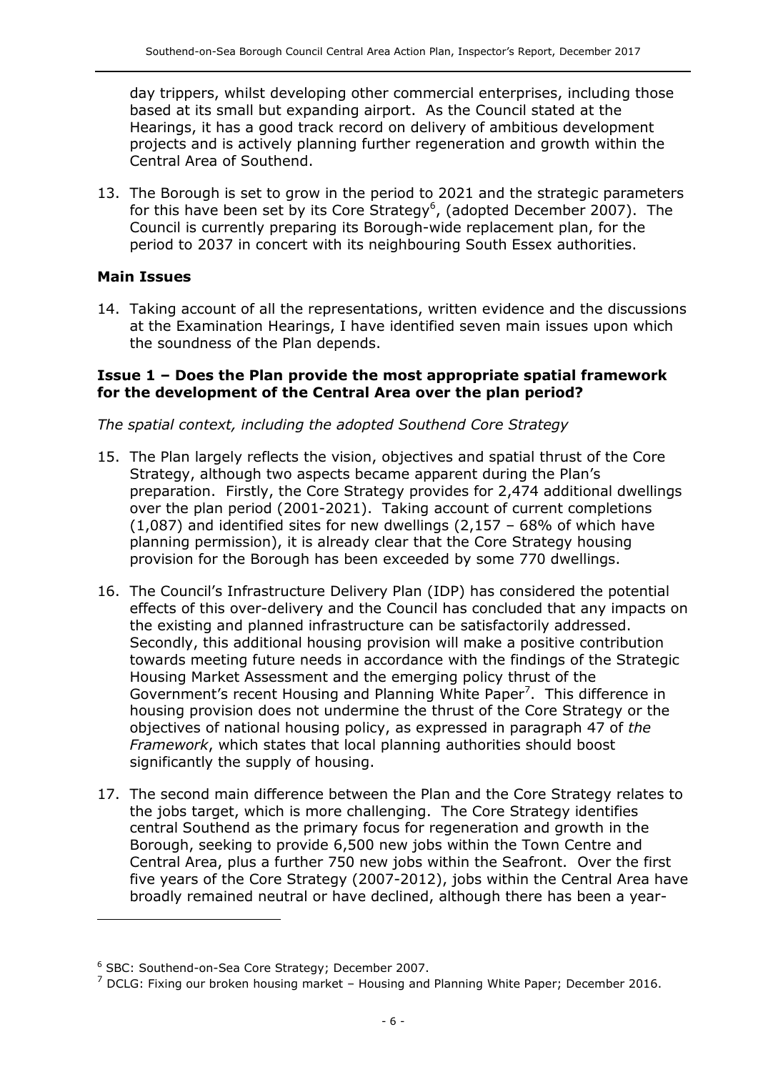day trippers, whilst developing other commercial enterprises, including those based at its small but expanding airport. As the Council stated at the Hearings, it has a good track record on delivery of ambitious development projects and is actively planning further regeneration and growth within the Central Area of Southend.

13. The Borough is set to grow in the period to 2021 and the strategic parameters for this have been set by its Core Strategy[6], (adopted December 2007). The Council is currently preparing its Borough-wide replacement plan, for the period to 2037 in concert with its neighbouring South Essex authorities.

## Main Issues

14. Taking account of all the representations, written evidence and the discussions at the Examination Hearings, I have identified seven main issues upon which the soundness of the Plan depends.

### Issue 1 – Does the Plan provide the most appropriate spatial framework for the development of the Central Area over the plan period?

*The spatial context, including the adopted Southend Core Strategy*

15. The Plan largely reflects the vision, objectives and spatial thrust of the Core Strategy, although two aspects became apparent during the Plan's preparation. Firstly, the Core Strategy provides for 2,474 additional dwellings over the plan period (2001-2021). Taking account of current completions (1,087) and identified sites for new dwellings (2,157 – 68% of which have planning permission), it is already clear that the Core Strategy housing provision for the Borough has been exceeded by some 770 dwellings.

16. The Council's Infrastructure Delivery Plan (IDP) has considered the potential effects of this over-delivery and the Council has concluded that any impacts on the existing and planned infrastructure can be satisfactorily addressed. Secondly, this additional housing provision will make a positive contribution towards meeting future needs in accordance with the findings of the Strategic Housing Market Assessment and the emerging policy thrust of the Government's recent Housing and Planning White Paper[7]. This difference in housing provision does not undermine the thrust of the Core Strategy or the objectives of national housing policy, as expressed in paragraph 47 of *the Framework*, which states that local planning authorities should boost significantly the supply of housing.

17. The second main difference between the Plan and the Core Strategy relates to the jobs target, which is more challenging. The Core Strategy identifies central Southend as the primary focus for regeneration and growth in the Borough, seeking to provide 6,500 new jobs within the Town Centre and Central Area, plus a further 750 new jobs within the Seafront. Over the first five years of the Core Strategy (2007-2012), jobs within the Central Area have broadly remained neutral or have declined, although there has been a year-

---

[6] SBC: Southend-on-Sea Core Strategy; December 2007.

[7] DCLG: Fixing our broken housing market – Housing and Planning White Paper; December 2016.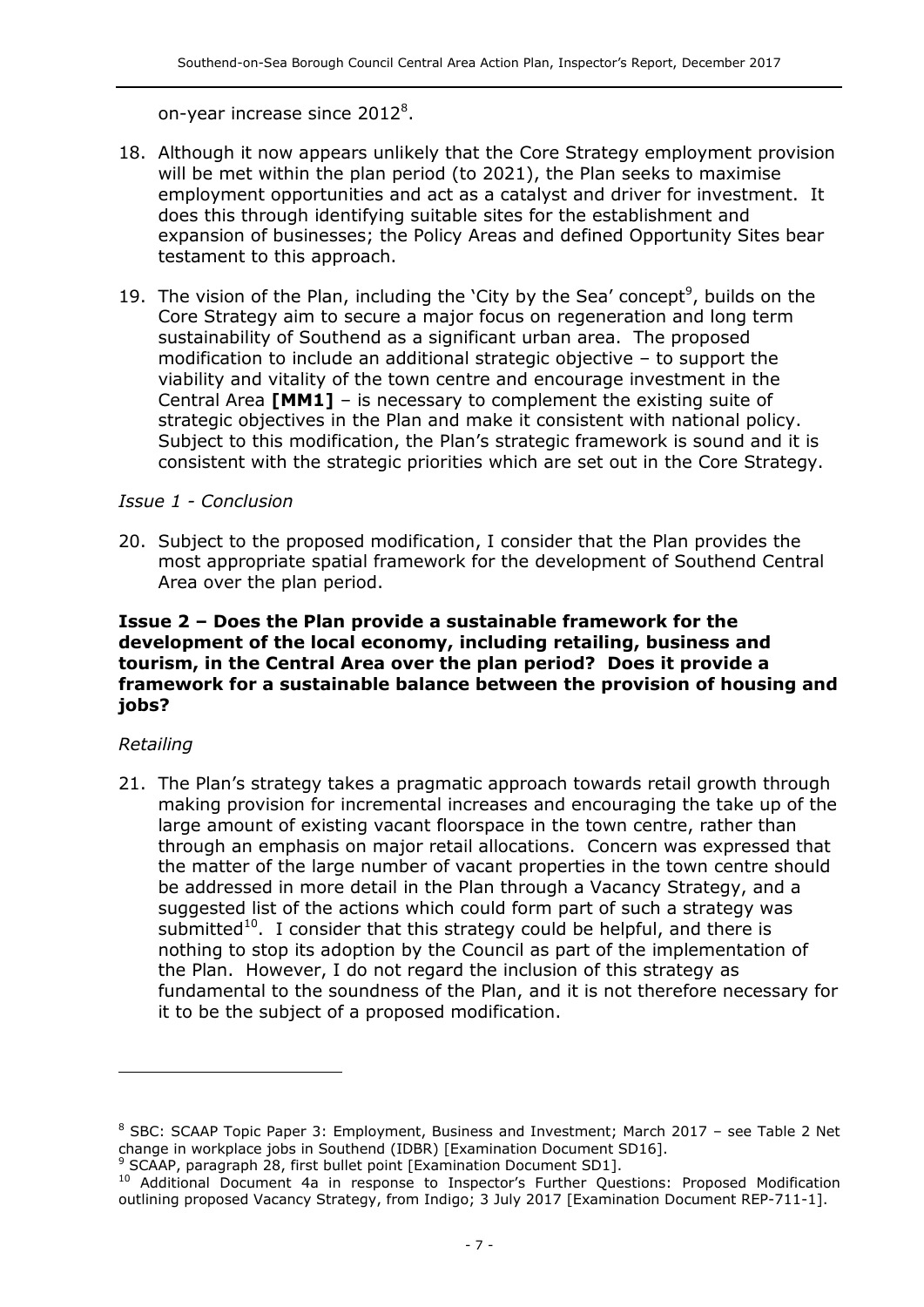on-year increase since 2012[8].

18. Although it now appears unlikely that the Core Strategy employment provision will be met within the plan period (to 2021), the Plan seeks to maximise employment opportunities and act as a catalyst and driver for investment. It does this through identifying suitable sites for the establishment and expansion of businesses; the Policy Areas and defined Opportunity Sites bear testament to this approach.

19. The vision of the Plan, including the 'City by the Sea' concept[9], builds on the Core Strategy aim to secure a major focus on regeneration and long term sustainability of Southend as a significant urban area. The proposed modification to include an additional strategic objective – to support the viability and vitality of the town centre and encourage investment in the Central Area **[MM1]** – is necessary to complement the existing suite of strategic objectives in the Plan and make it consistent with national policy. Subject to this modification, the Plan's strategic framework is sound and it is consistent with the strategic priorities which are set out in the Core Strategy.

*Issue 1 - Conclusion*

20. Subject to the proposed modification, I consider that the Plan provides the most appropriate spatial framework for the development of Southend Central Area over the plan period.

**Issue 2 – Does the Plan provide a sustainable framework for the development of the local economy, including retailing, business and tourism, in the Central Area over the plan period? Does it provide a framework for a sustainable balance between the provision of housing and jobs?**

*Retailing*

21. The Plan's strategy takes a pragmatic approach towards retail growth through making provision for incremental increases and encouraging the take up of the large amount of existing vacant floorspace in the town centre, rather than through an emphasis on major retail allocations. Concern was expressed that the matter of the large number of vacant properties in the town centre should be addressed in more detail in the Plan through a Vacancy Strategy, and a suggested list of the actions which could form part of such a strategy was submitted[10]. I consider that this strategy could be helpful, and there is nothing to stop its adoption by the Council as part of the implementation of the Plan. However, I do not regard the inclusion of this strategy as fundamental to the soundness of the Plan, and it is not therefore necessary for it to be the subject of a proposed modification.

---

[8] SBC: SCAAP Topic Paper 3: Employment, Business and Investment; March 2017 – see Table 2 Net change in workplace jobs in Southend (IDBR) [Examination Document SD16].

[9] SCAAP, paragraph 28, first bullet point [Examination Document SD1].

[10] Additional Document 4a in response to Inspector's Further Questions: Proposed Modification outlining proposed Vacancy Strategy, from Indigo; 3 July 2017 [Examination Document REP-711-1].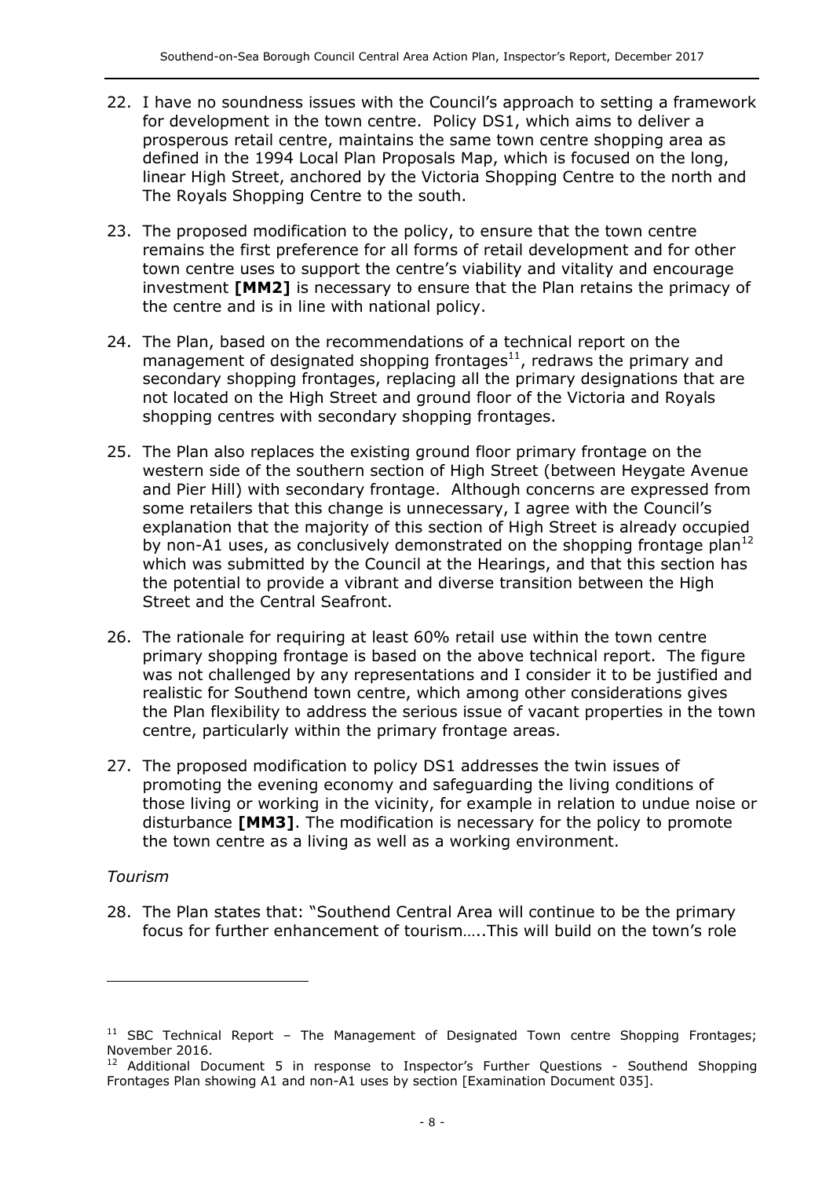22. I have no soundness issues with the Council's approach to setting a framework for development in the town centre. Policy DS1, which aims to deliver a prosperous retail centre, maintains the same town centre shopping area as defined in the 1994 Local Plan Proposals Map, which is focused on the long, linear High Street, anchored by the Victoria Shopping Centre to the north and The Royals Shopping Centre to the south.

23. The proposed modification to the policy, to ensure that the town centre remains the first preference for all forms of retail development and for other town centre uses to support the centre's viability and vitality and encourage investment **[MM2]** is necessary to ensure that the Plan retains the primacy of the centre and is in line with national policy.

24. The Plan, based on the recommendations of a technical report on the management of designated shopping frontages[11], redraws the primary and secondary shopping frontages, replacing all the primary designations that are not located on the High Street and ground floor of the Victoria and Royals shopping centres with secondary shopping frontages.

25. The Plan also replaces the existing ground floor primary frontage on the western side of the southern section of High Street (between Heygate Avenue and Pier Hill) with secondary frontage. Although concerns are expressed from some retailers that this change is unnecessary, I agree with the Council's explanation that the majority of this section of High Street is already occupied by non-A1 uses, as conclusively demonstrated on the shopping frontage plan[12] which was submitted by the Council at the Hearings, and that this section has the potential to provide a vibrant and diverse transition between the High Street and the Central Seafront.

26. The rationale for requiring at least 60% retail use within the town centre primary shopping frontage is based on the above technical report. The figure was not challenged by any representations and I consider it to be justified and realistic for Southend town centre, which among other considerations gives the Plan flexibility to address the serious issue of vacant properties in the town centre, particularly within the primary frontage areas.

27. The proposed modification to policy DS1 addresses the twin issues of promoting the evening economy and safeguarding the living conditions of those living or working in the vicinity, for example in relation to undue noise or disturbance **[MM3]**. The modification is necessary for the policy to promote the town centre as a living as well as a working environment.

*Tourism*

28. The Plan states that: "Southend Central Area will continue to be the primary focus for further enhancement of tourism…..This will build on the town's role

---

[11] SBC Technical Report – The Management of Designated Town centre Shopping Frontages; November 2016.

[12] Additional Document 5 in response to Inspector's Further Questions - Southend Shopping Frontages Plan showing A1 and non-A1 uses by section [Examination Document 035].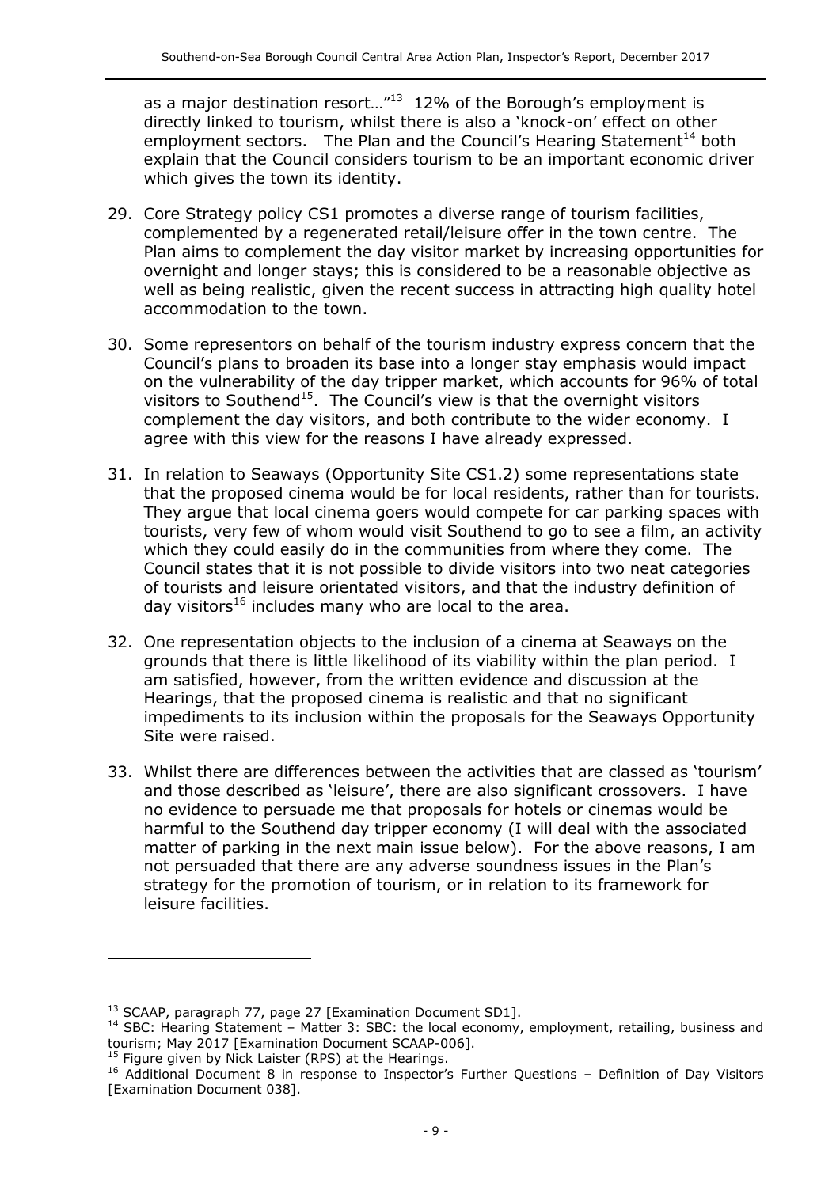as a major destination resort…"[13] 12% of the Borough's employment is directly linked to tourism, whilst there is also a 'knock-on' effect on other employment sectors. The Plan and the Council's Hearing Statement[14] both explain that the Council considers tourism to be an important economic driver which gives the town its identity.

29. Core Strategy policy CS1 promotes a diverse range of tourism facilities, complemented by a regenerated retail/leisure offer in the town centre. The Plan aims to complement the day visitor market by increasing opportunities for overnight and longer stays; this is considered to be a reasonable objective as well as being realistic, given the recent success in attracting high quality hotel accommodation to the town.

30. Some representors on behalf of the tourism industry express concern that the Council's plans to broaden its base into a longer stay emphasis would impact on the vulnerability of the day tripper market, which accounts for 96% of total visitors to Southend[15]. The Council's view is that the overnight visitors complement the day visitors, and both contribute to the wider economy. I agree with this view for the reasons I have already expressed.

31. In relation to Seaways (Opportunity Site CS1.2) some representations state that the proposed cinema would be for local residents, rather than for tourists. They argue that local cinema goers would compete for car parking spaces with tourists, very few of whom would visit Southend to go to see a film, an activity which they could easily do in the communities from where they come. The Council states that it is not possible to divide visitors into two neat categories of tourists and leisure orientated visitors, and that the industry definition of day visitors[16] includes many who are local to the area.

32. One representation objects to the inclusion of a cinema at Seaways on the grounds that there is little likelihood of its viability within the plan period. I am satisfied, however, from the written evidence and discussion at the Hearings, that the proposed cinema is realistic and that no significant impediments to its inclusion within the proposals for the Seaways Opportunity Site were raised.

33. Whilst there are differences between the activities that are classed as 'tourism' and those described as 'leisure', there are also significant crossovers. I have no evidence to persuade me that proposals for hotels or cinemas would be harmful to the Southend day tripper economy (I will deal with the associated matter of parking in the next main issue below). For the above reasons, I am not persuaded that there are any adverse soundness issues in the Plan's strategy for the promotion of tourism, or in relation to its framework for leisure facilities.

---

[13] SCAAP, paragraph 77, page 27 [Examination Document SD1].

[14] SBC: Hearing Statement – Matter 3: SBC: the local economy, employment, retailing, business and tourism; May 2017 [Examination Document SCAAP-006].

[15] Figure given by Nick Laister (RPS) at the Hearings.

[16] Additional Document 8 in response to Inspector's Further Questions – Definition of Day Visitors [Examination Document 038].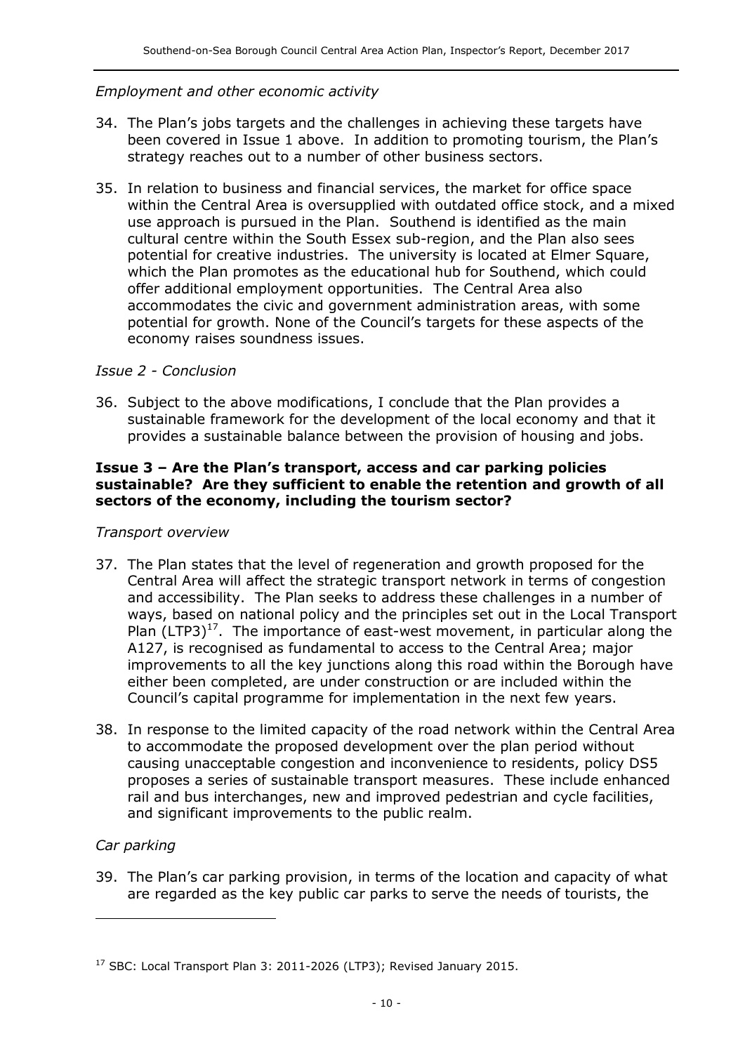*Employment and other economic activity*

34. The Plan's jobs targets and the challenges in achieving these targets have been covered in Issue 1 above. In addition to promoting tourism, the Plan's strategy reaches out to a number of other business sectors.

35. In relation to business and financial services, the market for office space within the Central Area is oversupplied with outdated office stock, and a mixed use approach is pursued in the Plan. Southend is identified as the main cultural centre within the South Essex sub-region, and the Plan also sees potential for creative industries. The university is located at Elmer Square, which the Plan promotes as the educational hub for Southend, which could offer additional employment opportunities. The Central Area also accommodates the civic and government administration areas, with some potential for growth. None of the Council's targets for these aspects of the economy raises soundness issues.

*Issue 2 - Conclusion*

36. Subject to the above modifications, I conclude that the Plan provides a sustainable framework for the development of the local economy and that it provides a sustainable balance between the provision of housing and jobs.

**Issue 3 – Are the Plan's transport, access and car parking policies sustainable? Are they sufficient to enable the retention and growth of all sectors of the economy, including the tourism sector?**

*Transport overview*

37. The Plan states that the level of regeneration and growth proposed for the Central Area will affect the strategic transport network in terms of congestion and accessibility. The Plan seeks to address these challenges in a number of ways, based on national policy and the principles set out in the Local Transport Plan (LTP3)[17]. The importance of east-west movement, in particular along the A127, is recognised as fundamental to access to the Central Area; major improvements to all the key junctions along this road within the Borough have either been completed, are under construction or are included within the Council's capital programme for implementation in the next few years.

38. In response to the limited capacity of the road network within the Central Area to accommodate the proposed development over the plan period without causing unacceptable congestion and inconvenience to residents, policy DS5 proposes a series of sustainable transport measures. These include enhanced rail and bus interchanges, new and improved pedestrian and cycle facilities, and significant improvements to the public realm.

*Car parking*

39. The Plan's car parking provision, in terms of the location and capacity of what are regarded as the key public car parks to serve the needs of tourists, the

---

[17] SBC: Local Transport Plan 3: 2011-2026 (LTP3); Revised January 2015.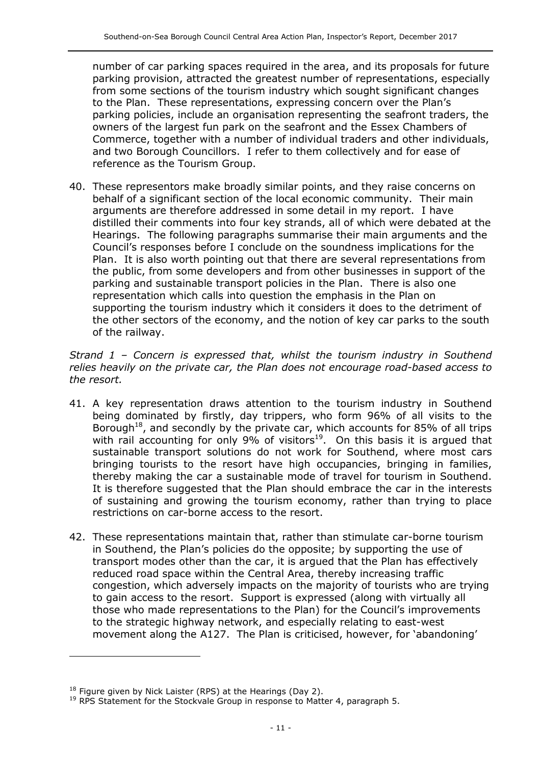number of car parking spaces required in the area, and its proposals for future parking provision, attracted the greatest number of representations, especially from some sections of the tourism industry which sought significant changes to the Plan. These representations, expressing concern over the Plan's parking policies, include an organisation representing the seafront traders, the owners of the largest fun park on the seafront and the Essex Chambers of Commerce, together with a number of individual traders and other individuals, and two Borough Councillors. I refer to them collectively and for ease of reference as the Tourism Group.

40. These representors make broadly similar points, and they raise concerns on behalf of a significant section of the local economic community. Their main arguments are therefore addressed in some detail in my report. I have distilled their comments into four key strands, all of which were debated at the Hearings. The following paragraphs summarise their main arguments and the Council's responses before I conclude on the soundness implications for the Plan. It is also worth pointing out that there are several representations from the public, from some developers and from other businesses in support of the parking and sustainable transport policies in the Plan. There is also one representation which calls into question the emphasis in the Plan on supporting the tourism industry which it considers it does to the detriment of the other sectors of the economy, and the notion of key car parks to the south of the railway.

*Strand 1 – Concern is expressed that, whilst the tourism industry in Southend relies heavily on the private car, the Plan does not encourage road-based access to the resort.*

41. A key representation draws attention to the tourism industry in Southend being dominated by firstly, day trippers, who form 96% of all visits to the Borough[18], and secondly by the private car, which accounts for 85% of all trips with rail accounting for only 9% of visitors[19]. On this basis it is argued that sustainable transport solutions do not work for Southend, where most cars bringing tourists to the resort have high occupancies, bringing in families, thereby making the car a sustainable mode of travel for tourism in Southend. It is therefore suggested that the Plan should embrace the car in the interests of sustaining and growing the tourism economy, rather than trying to place restrictions on car-borne access to the resort.

42. These representations maintain that, rather than stimulate car-borne tourism in Southend, the Plan's policies do the opposite; by supporting the use of transport modes other than the car, it is argued that the Plan has effectively reduced road space within the Central Area, thereby increasing traffic congestion, which adversely impacts on the majority of tourists who are trying to gain access to the resort. Support is expressed (along with virtually all those who made representations to the Plan) for the Council's improvements to the strategic highway network, and especially relating to east-west movement along the A127. The Plan is criticised, however, for 'abandoning'

---

[18] Figure given by Nick Laister (RPS) at the Hearings (Day 2).

[19] RPS Statement for the Stockvale Group in response to Matter 4, paragraph 5.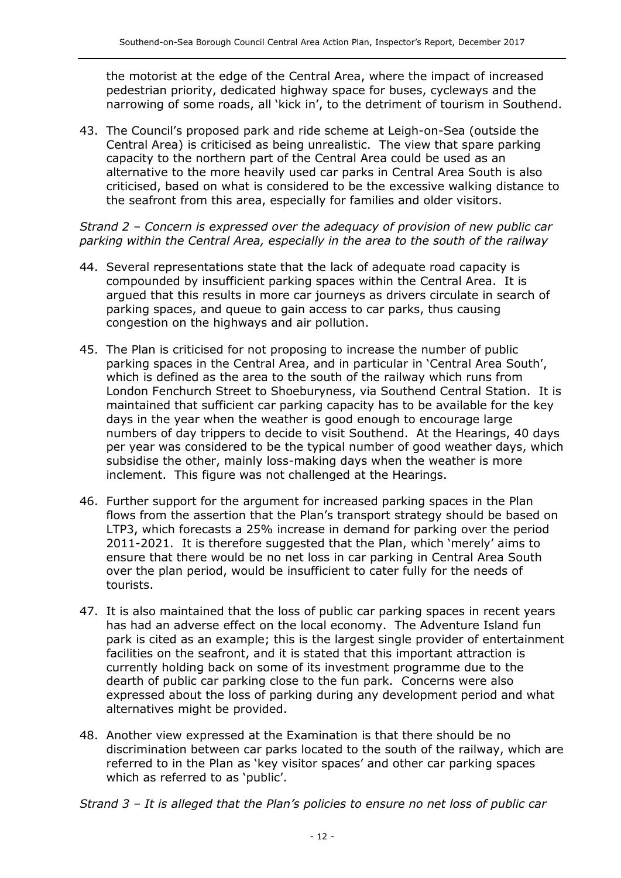the motorist at the edge of the Central Area, where the impact of increased pedestrian priority, dedicated highway space for buses, cycleways and the narrowing of some roads, all 'kick in', to the detriment of tourism in Southend.

43. The Council's proposed park and ride scheme at Leigh-on-Sea (outside the Central Area) is criticised as being unrealistic. The view that spare parking capacity to the northern part of the Central Area could be used as an alternative to the more heavily used car parks in Central Area South is also criticised, based on what is considered to be the excessive walking distance to the seafront from this area, especially for families and older visitors.

*Strand 2 – Concern is expressed over the adequacy of provision of new public car parking within the Central Area, especially in the area to the south of the railway*

44. Several representations state that the lack of adequate road capacity is compounded by insufficient parking spaces within the Central Area. It is argued that this results in more car journeys as drivers circulate in search of parking spaces, and queue to gain access to car parks, thus causing congestion on the highways and air pollution.

45. The Plan is criticised for not proposing to increase the number of public parking spaces in the Central Area, and in particular in 'Central Area South', which is defined as the area to the south of the railway which runs from London Fenchurch Street to Shoeburyness, via Southend Central Station. It is maintained that sufficient car parking capacity has to be available for the key days in the year when the weather is good enough to encourage large numbers of day trippers to decide to visit Southend. At the Hearings, 40 days per year was considered to be the typical number of good weather days, which subsidise the other, mainly loss-making days when the weather is more inclement. This figure was not challenged at the Hearings.

46. Further support for the argument for increased parking spaces in the Plan flows from the assertion that the Plan's transport strategy should be based on LTP3, which forecasts a 25% increase in demand for parking over the period 2011-2021. It is therefore suggested that the Plan, which 'merely' aims to ensure that there would be no net loss in car parking in Central Area South over the plan period, would be insufficient to cater fully for the needs of tourists.

47. It is also maintained that the loss of public car parking spaces in recent years has had an adverse effect on the local economy. The Adventure Island fun park is cited as an example; this is the largest single provider of entertainment facilities on the seafront, and it is stated that this important attraction is currently holding back on some of its investment programme due to the dearth of public car parking close to the fun park. Concerns were also expressed about the loss of parking during any development period and what alternatives might be provided.

48. Another view expressed at the Examination is that there should be no discrimination between car parks located to the south of the railway, which are referred to in the Plan as 'key visitor spaces' and other car parking spaces which as referred to as 'public'.

*Strand 3 – It is alleged that the Plan's policies to ensure no net loss of public car*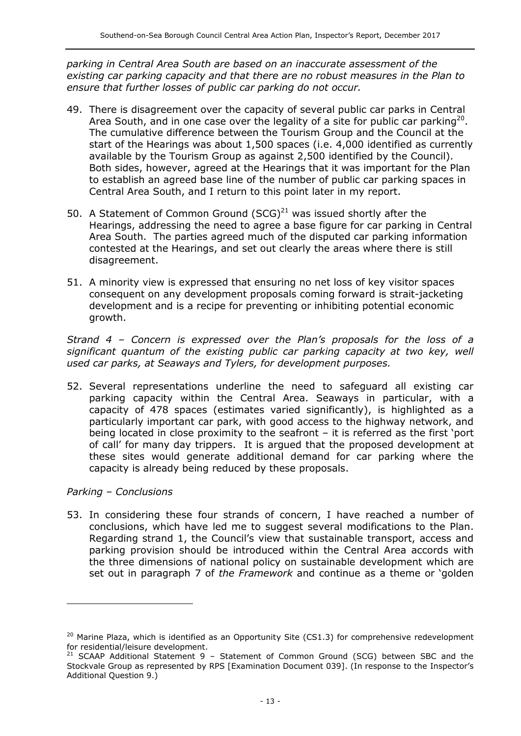*parking in Central Area South are based on an inaccurate assessment of the existing car parking capacity and that there are no robust measures in the Plan to ensure that further losses of public car parking do not occur.*

49. There is disagreement over the capacity of several public car parks in Central Area South, and in one case over the legality of a site for public car parking[20]. The cumulative difference between the Tourism Group and the Council at the start of the Hearings was about 1,500 spaces (i.e. 4,000 identified as currently available by the Tourism Group as against 2,500 identified by the Council). Both sides, however, agreed at the Hearings that it was important for the Plan to establish an agreed base line of the number of public car parking spaces in Central Area South, and I return to this point later in my report.

50. A Statement of Common Ground (SCG)[21] was issued shortly after the Hearings, addressing the need to agree a base figure for car parking in Central Area South. The parties agreed much of the disputed car parking information contested at the Hearings, and set out clearly the areas where there is still disagreement.

51. A minority view is expressed that ensuring no net loss of key visitor spaces consequent on any development proposals coming forward is strait-jacketing development and is a recipe for preventing or inhibiting potential economic growth.

*Strand 4 – Concern is expressed over the Plan's proposals for the loss of a significant quantum of the existing public car parking capacity at two key, well used car parks, at Seaways and Tylers, for development purposes.*

52. Several representations underline the need to safeguard all existing car parking capacity within the Central Area. Seaways in particular, with a capacity of 478 spaces (estimates varied significantly), is highlighted as a particularly important car park, with good access to the highway network, and being located in close proximity to the seafront – it is referred as the first 'port of call' for many day trippers. It is argued that the proposed development at these sites would generate additional demand for car parking where the capacity is already being reduced by these proposals.

*Parking – Conclusions*

53. In considering these four strands of concern, I have reached a number of conclusions, which have led me to suggest several modifications to the Plan. Regarding strand 1, the Council's view that sustainable transport, access and parking provision should be introduced within the Central Area accords with the three dimensions of national policy on sustainable development which are set out in paragraph 7 of *the Framework* and continue as a theme or 'golden

[20] Marine Plaza, which is identified as an Opportunity Site (CS1.3) for comprehensive redevelopment for residential/leisure development.

[21] SCAAP Additional Statement 9 – Statement of Common Ground (SCG) between SBC and the Stockvale Group as represented by RPS [Examination Document 039]. (In response to the Inspector's Additional Question 9.)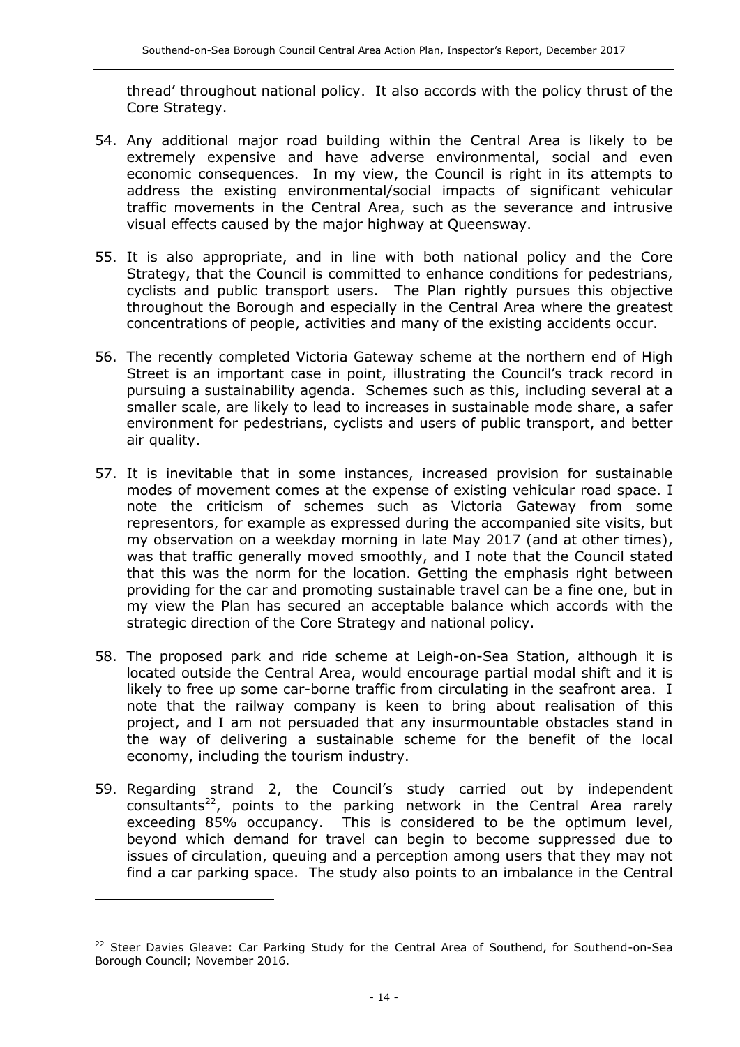thread' throughout national policy. It also accords with the policy thrust of the Core Strategy.

54. Any additional major road building within the Central Area is likely to be extremely expensive and have adverse environmental, social and even economic consequences. In my view, the Council is right in its attempts to address the existing environmental/social impacts of significant vehicular traffic movements in the Central Area, such as the severance and intrusive visual effects caused by the major highway at Queensway.

55. It is also appropriate, and in line with both national policy and the Core Strategy, that the Council is committed to enhance conditions for pedestrians, cyclists and public transport users. The Plan rightly pursues this objective throughout the Borough and especially in the Central Area where the greatest concentrations of people, activities and many of the existing accidents occur.

56. The recently completed Victoria Gateway scheme at the northern end of High Street is an important case in point, illustrating the Council's track record in pursuing a sustainability agenda. Schemes such as this, including several at a smaller scale, are likely to lead to increases in sustainable mode share, a safer environment for pedestrians, cyclists and users of public transport, and better air quality.

57. It is inevitable that in some instances, increased provision for sustainable modes of movement comes at the expense of existing vehicular road space. I note the criticism of schemes such as Victoria Gateway from some representors, for example as expressed during the accompanied site visits, but my observation on a weekday morning in late May 2017 (and at other times), was that traffic generally moved smoothly, and I note that the Council stated that this was the norm for the location. Getting the emphasis right between providing for the car and promoting sustainable travel can be a fine one, but in my view the Plan has secured an acceptable balance which accords with the strategic direction of the Core Strategy and national policy.

58. The proposed park and ride scheme at Leigh-on-Sea Station, although it is located outside the Central Area, would encourage partial modal shift and it is likely to free up some car-borne traffic from circulating in the seafront area. I note that the railway company is keen to bring about realisation of this project, and I am not persuaded that any insurmountable obstacles stand in the way of delivering a sustainable scheme for the benefit of the local economy, including the tourism industry.

59. Regarding strand 2, the Council's study carried out by independent consultants[22], points to the parking network in the Central Area rarely exceeding 85% occupancy. This is considered to be the optimum level, beyond which demand for travel can begin to become suppressed due to issues of circulation, queuing and a perception among users that they may not find a car parking space. The study also points to an imbalance in the Central

---

[22] Steer Davies Gleave: Car Parking Study for the Central Area of Southend, for Southend-on-Sea Borough Council; November 2016.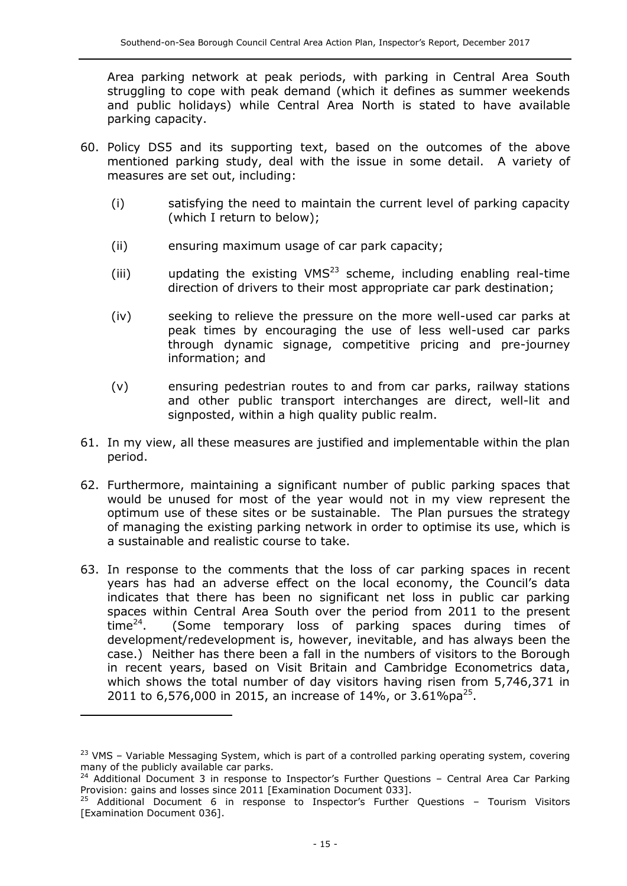Area parking network at peak periods, with parking in Central Area South struggling to cope with peak demand (which it defines as summer weekends and public holidays) while Central Area North is stated to have available parking capacity.

60. Policy DS5 and its supporting text, based on the outcomes of the above mentioned parking study, deal with the issue in some detail. A variety of measures are set out, including:

    (i) satisfying the need to maintain the current level of parking capacity (which I return to below);

    (ii) ensuring maximum usage of car park capacity;

    (iii) updating the existing VMS[23] scheme, including enabling real-time direction of drivers to their most appropriate car park destination;

    (iv) seeking to relieve the pressure on the more well-used car parks at peak times by encouraging the use of less well-used car parks through dynamic signage, competitive pricing and pre-journey information; and

    (v) ensuring pedestrian routes to and from car parks, railway stations and other public transport interchanges are direct, well-lit and signposted, within a high quality public realm.

61. In my view, all these measures are justified and implementable within the plan period.

62. Furthermore, maintaining a significant number of public parking spaces that would be unused for most of the year would not in my view represent the optimum use of these sites or be sustainable. The Plan pursues the strategy of managing the existing parking network in order to optimise its use, which is a sustainable and realistic course to take.

63. In response to the comments that the loss of car parking spaces in recent years has had an adverse effect on the local economy, the Council's data indicates that there has been no significant net loss in public car parking spaces within Central Area South over the period from 2011 to the present time[24]. (Some temporary loss of parking spaces during times of development/redevelopment is, however, inevitable, and has always been the case.) Neither has there been a fall in the numbers of visitors to the Borough in recent years, based on Visit Britain and Cambridge Econometrics data, which shows the total number of day visitors having risen from 5,746,371 in 2011 to 6,576,000 in 2015, an increase of 14%, or 3.61%pa[25].

---

[23] VMS – Variable Messaging System, which is part of a controlled parking operating system, covering many of the publicly available car parks.

[24] Additional Document 3 in response to Inspector's Further Questions – Central Area Car Parking Provision: gains and losses since 2011 [Examination Document 033].

[25] Additional Document 6 in response to Inspector's Further Questions – Tourism Visitors [Examination Document 036].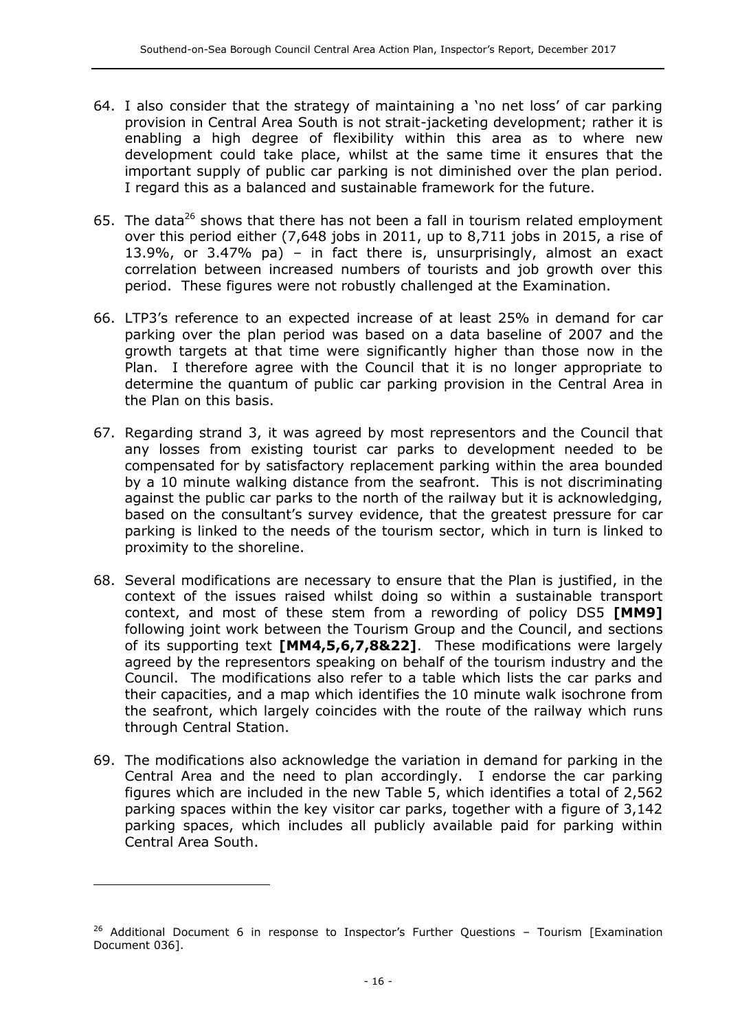64. I also consider that the strategy of maintaining a 'no net loss' of car parking provision in Central Area South is not strait-jacketing development; rather it is enabling a high degree of flexibility within this area as to where new development could take place, whilst at the same time it ensures that the important supply of public car parking is not diminished over the plan period. I regard this as a balanced and sustainable framework for the future.

65. The data[26] shows that there has not been a fall in tourism related employment over this period either (7,648 jobs in 2011, up to 8,711 jobs in 2015, a rise of 13.9%, or 3.47% pa) – in fact there is, unsurprisingly, almost an exact correlation between increased numbers of tourists and job growth over this period. These figures were not robustly challenged at the Examination.

66. LTP3's reference to an expected increase of at least 25% in demand for car parking over the plan period was based on a data baseline of 2007 and the growth targets at that time were significantly higher than those now in the Plan. I therefore agree with the Council that it is no longer appropriate to determine the quantum of public car parking provision in the Central Area in the Plan on this basis.

67. Regarding strand 3, it was agreed by most representors and the Council that any losses from existing tourist car parks to development needed to be compensated for by satisfactory replacement parking within the area bounded by a 10 minute walking distance from the seafront. This is not discriminating against the public car parks to the north of the railway but it is acknowledging, based on the consultant's survey evidence, that the greatest pressure for car parking is linked to the needs of the tourism sector, which in turn is linked to proximity to the shoreline.

68. Several modifications are necessary to ensure that the Plan is justified, in the context of the issues raised whilst doing so within a sustainable transport context, and most of these stem from a rewording of policy DS5 **[MM9]** following joint work between the Tourism Group and the Council, and sections of its supporting text **[MM4,5,6,7,8&22]**. These modifications were largely agreed by the representors speaking on behalf of the tourism industry and the Council. The modifications also refer to a table which lists the car parks and their capacities, and a map which identifies the 10 minute walk isochrone from the seafront, which largely coincides with the route of the railway which runs through Central Station.

69. The modifications also acknowledge the variation in demand for parking in the Central Area and the need to plan accordingly. I endorse the car parking figures which are included in the new Table 5, which identifies a total of 2,562 parking spaces within the key visitor car parks, together with a figure of 3,142 parking spaces, which includes all publicly available paid for parking within Central Area South.

---

[26] Additional Document 6 in response to Inspector's Further Questions – Tourism [Examination Document 036].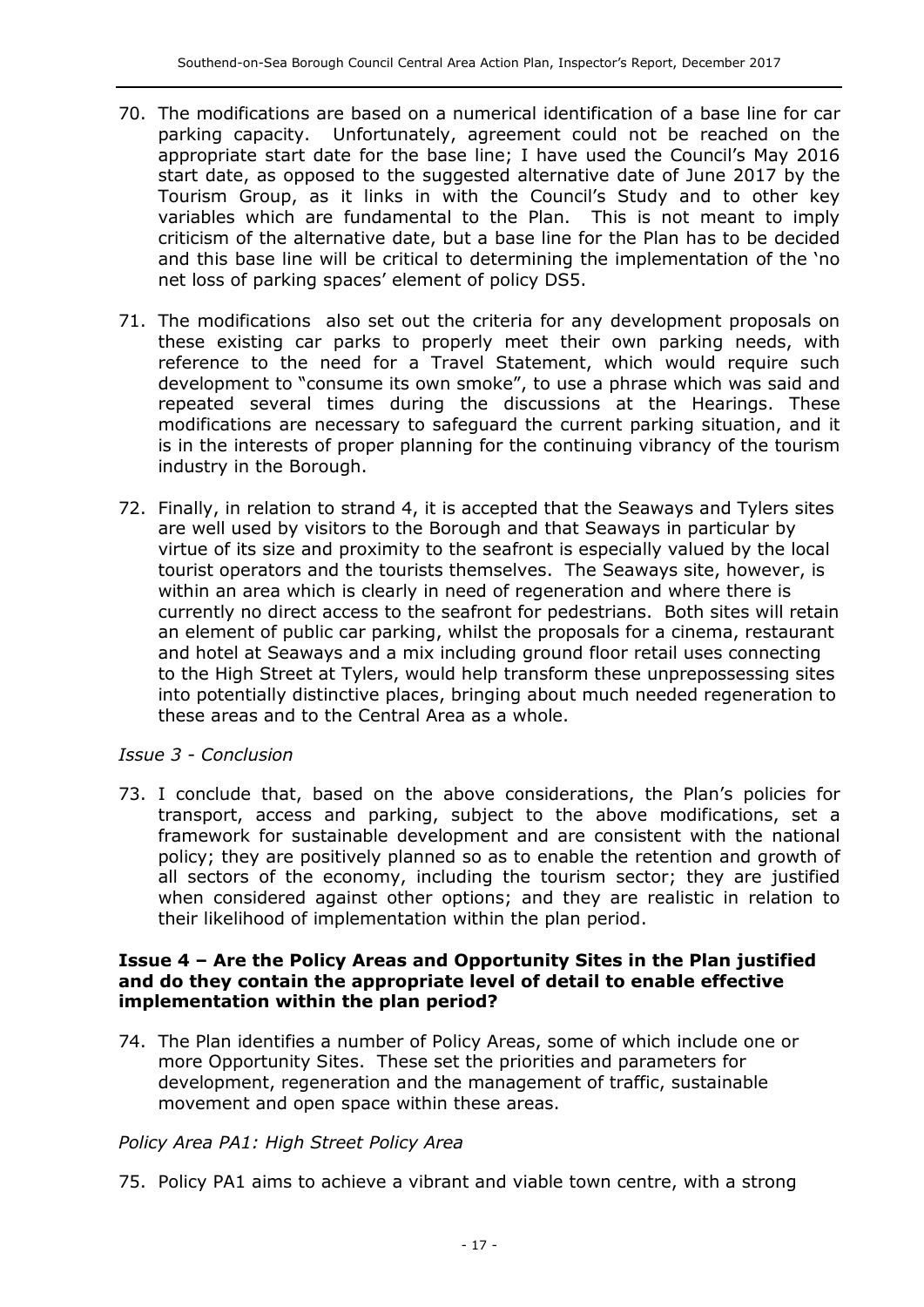70. The modifications are based on a numerical identification of a base line for car parking capacity. Unfortunately, agreement could not be reached on the appropriate start date for the base line; I have used the Council's May 2016 start date, as opposed to the suggested alternative date of June 2017 by the Tourism Group, as it links in with the Council's Study and to other key variables which are fundamental to the Plan. This is not meant to imply criticism of the alternative date, but a base line for the Plan has to be decided and this base line will be critical to determining the implementation of the 'no net loss of parking spaces' element of policy DS5.

71. The modifications also set out the criteria for any development proposals on these existing car parks to properly meet their own parking needs, with reference to the need for a Travel Statement, which would require such development to "consume its own smoke", to use a phrase which was said and repeated several times during the discussions at the Hearings. These modifications are necessary to safeguard the current parking situation, and it is in the interests of proper planning for the continuing vibrancy of the tourism industry in the Borough.

72. Finally, in relation to strand 4, it is accepted that the Seaways and Tylers sites are well used by visitors to the Borough and that Seaways in particular by virtue of its size and proximity to the seafront is especially valued by the local tourist operators and the tourists themselves. The Seaways site, however, is within an area which is clearly in need of regeneration and where there is currently no direct access to the seafront for pedestrians. Both sites will retain an element of public car parking, whilst the proposals for a cinema, restaurant and hotel at Seaways and a mix including ground floor retail uses connecting to the High Street at Tylers, would help transform these unprepossessing sites into potentially distinctive places, bringing about much needed regeneration to these areas and to the Central Area as a whole.

*Issue 3 - Conclusion*

73. I conclude that, based on the above considerations, the Plan's policies for transport, access and parking, subject to the above modifications, set a framework for sustainable development and are consistent with the national policy; they are positively planned so as to enable the retention and growth of all sectors of the economy, including the tourism sector; they are justified when considered against other options; and they are realistic in relation to their likelihood of implementation within the plan period.

**Issue 4 – Are the Policy Areas and Opportunity Sites in the Plan justified and do they contain the appropriate level of detail to enable effective implementation within the plan period?**

74. The Plan identifies a number of Policy Areas, some of which include one or more Opportunity Sites. These set the priorities and parameters for development, regeneration and the management of traffic, sustainable movement and open space within these areas.

*Policy Area PA1: High Street Policy Area*

75. Policy PA1 aims to achieve a vibrant and viable town centre, with a strong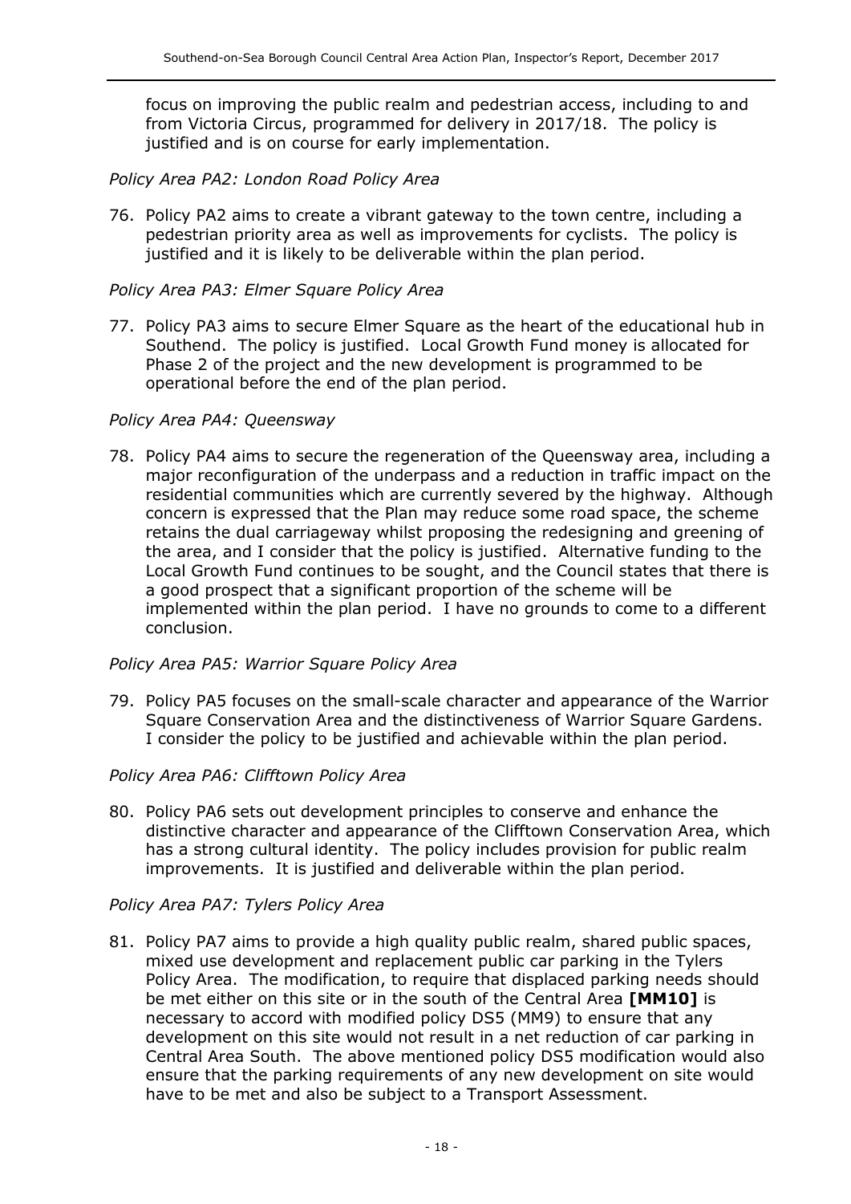focus on improving the public realm and pedestrian access, including to and from Victoria Circus, programmed for delivery in 2017/18. The policy is justified and is on course for early implementation.

*Policy Area PA2: London Road Policy Area*

76. Policy PA2 aims to create a vibrant gateway to the town centre, including a pedestrian priority area as well as improvements for cyclists. The policy is justified and it is likely to be deliverable within the plan period.

*Policy Area PA3: Elmer Square Policy Area*

77. Policy PA3 aims to secure Elmer Square as the heart of the educational hub in Southend. The policy is justified. Local Growth Fund money is allocated for Phase 2 of the project and the new development is programmed to be operational before the end of the plan period.

*Policy Area PA4: Queensway*

78. Policy PA4 aims to secure the regeneration of the Queensway area, including a major reconfiguration of the underpass and a reduction in traffic impact on the residential communities which are currently severed by the highway. Although concern is expressed that the Plan may reduce some road space, the scheme retains the dual carriageway whilst proposing the redesigning and greening of the area, and I consider that the policy is justified. Alternative funding to the Local Growth Fund continues to be sought, and the Council states that there is a good prospect that a significant proportion of the scheme will be implemented within the plan period. I have no grounds to come to a different conclusion.

*Policy Area PA5: Warrior Square Policy Area*

79. Policy PA5 focuses on the small-scale character and appearance of the Warrior Square Conservation Area and the distinctiveness of Warrior Square Gardens. I consider the policy to be justified and achievable within the plan period.

*Policy Area PA6: Clifftown Policy Area*

80. Policy PA6 sets out development principles to conserve and enhance the distinctive character and appearance of the Clifftown Conservation Area, which has a strong cultural identity. The policy includes provision for public realm improvements. It is justified and deliverable within the plan period.

*Policy Area PA7: Tylers Policy Area*

81. Policy PA7 aims to provide a high quality public realm, shared public spaces, mixed use development and replacement public car parking in the Tylers Policy Area. The modification, to require that displaced parking needs should be met either on this site or in the south of the Central Area **[MM10]** is necessary to accord with modified policy DS5 (MM9) to ensure that any development on this site would not result in a net reduction of car parking in Central Area South. The above mentioned policy DS5 modification would also ensure that the parking requirements of any new development on site would have to be met and also be subject to a Transport Assessment.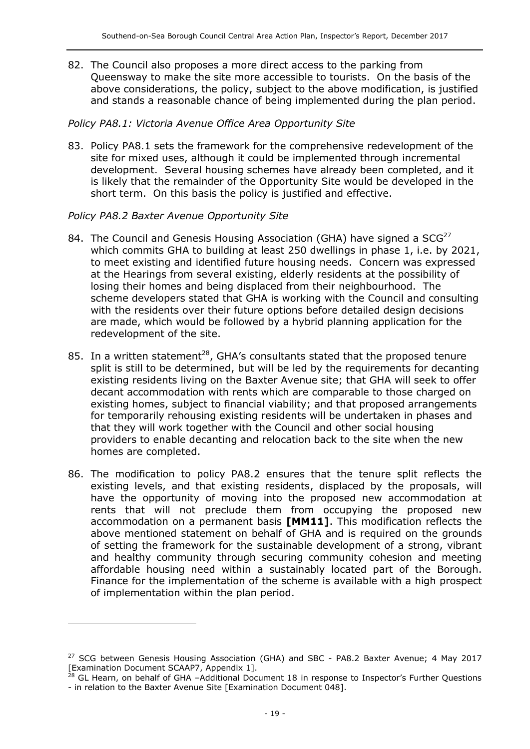82. The Council also proposes a more direct access to the parking from Queensway to make the site more accessible to tourists. On the basis of the above considerations, the policy, subject to the above modification, is justified and stands a reasonable chance of being implemented during the plan period.

*Policy PA8.1: Victoria Avenue Office Area Opportunity Site*

83. Policy PA8.1 sets the framework for the comprehensive redevelopment of the site for mixed uses, although it could be implemented through incremental development. Several housing schemes have already been completed, and it is likely that the remainder of the Opportunity Site would be developed in the short term. On this basis the policy is justified and effective.

*Policy PA8.2 Baxter Avenue Opportunity Site*

84. The Council and Genesis Housing Association (GHA) have signed a SCG[27] which commits GHA to building at least 250 dwellings in phase 1, i.e. by 2021, to meet existing and identified future housing needs. Concern was expressed at the Hearings from several existing, elderly residents at the possibility of losing their homes and being displaced from their neighbourhood. The scheme developers stated that GHA is working with the Council and consulting with the residents over their future options before detailed design decisions are made, which would be followed by a hybrid planning application for the redevelopment of the site.

85. In a written statement[28], GHA's consultants stated that the proposed tenure split is still to be determined, but will be led by the requirements for decanting existing residents living on the Baxter Avenue site; that GHA will seek to offer decant accommodation with rents which are comparable to those charged on existing homes, subject to financial viability; and that proposed arrangements for temporarily rehousing existing residents will be undertaken in phases and that they will work together with the Council and other social housing providers to enable decanting and relocation back to the site when the new homes are completed.

86. The modification to policy PA8.2 ensures that the tenure split reflects the existing levels, and that existing residents, displaced by the proposals, will have the opportunity of moving into the proposed new accommodation at rents that will not preclude them from occupying the proposed new accommodation on a permanent basis **[MM11]**. This modification reflects the above mentioned statement on behalf of GHA and is required on the grounds of setting the framework for the sustainable development of a strong, vibrant and healthy community through securing community cohesion and meeting affordable housing need within a sustainably located part of the Borough. Finance for the implementation of the scheme is available with a high prospect of implementation within the plan period.

---

[27] SCG between Genesis Housing Association (GHA) and SBC - PA8.2 Baxter Avenue; 4 May 2017 [Examination Document SCAAP7, Appendix 1].

[28] GL Hearn, on behalf of GHA –Additional Document 18 in response to Inspector's Further Questions - in relation to the Baxter Avenue Site [Examination Document 048].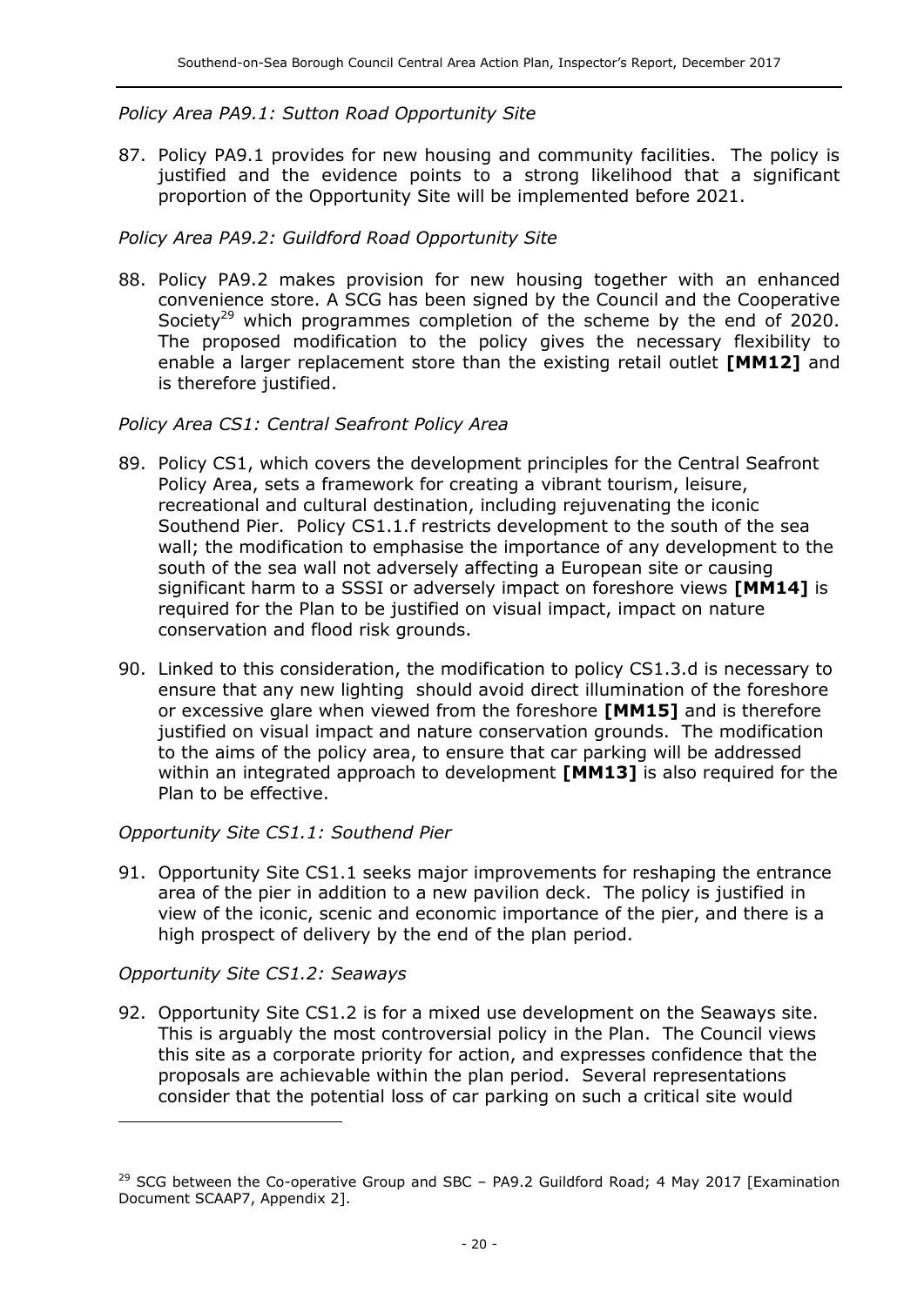*Policy Area PA9.1: Sutton Road Opportunity Site*

87. Policy PA9.1 provides for new housing and community facilities. The policy is justified and the evidence points to a strong likelihood that a significant proportion of the Opportunity Site will be implemented before 2021.

*Policy Area PA9.2: Guildford Road Opportunity Site*

88. Policy PA9.2 makes provision for new housing together with an enhanced convenience store. A SCG has been signed by the Council and the Cooperative Society[29] which programmes completion of the scheme by the end of 2020. The proposed modification to the policy gives the necessary flexibility to enable a larger replacement store than the existing retail outlet **[MM12]** and is therefore justified.

*Policy Area CS1: Central Seafront Policy Area*

89. Policy CS1, which covers the development principles for the Central Seafront Policy Area, sets a framework for creating a vibrant tourism, leisure, recreational and cultural destination, including rejuvenating the iconic Southend Pier. Policy CS1.1.f restricts development to the south of the sea wall; the modification to emphasise the importance of any development to the south of the sea wall not adversely affecting a European site or causing significant harm to a SSSI or adversely impact on foreshore views **[MM14]** is required for the Plan to be justified on visual impact, impact on nature conservation and flood risk grounds.

90. Linked to this consideration, the modification to policy CS1.3.d is necessary to ensure that any new lighting should avoid direct illumination of the foreshore or excessive glare when viewed from the foreshore **[MM15]** and is therefore justified on visual impact and nature conservation grounds. The modification to the aims of the policy area, to ensure that car parking will be addressed within an integrated approach to development **[MM13]** is also required for the Plan to be effective.

*Opportunity Site CS1.1: Southend Pier*

91. Opportunity Site CS1.1 seeks major improvements for reshaping the entrance area of the pier in addition to a new pavilion deck. The policy is justified in view of the iconic, scenic and economic importance of the pier, and there is a high prospect of delivery by the end of the plan period.

*Opportunity Site CS1.2: Seaways*

92. Opportunity Site CS1.2 is for a mixed use development on the Seaways site. This is arguably the most controversial policy in the Plan. The Council views this site as a corporate priority for action, and expresses confidence that the proposals are achievable within the plan period. Several representations consider that the potential loss of car parking on such a critical site would

---

[29] SCG between the Co-operative Group and SBC – PA9.2 Guildford Road; 4 May 2017 [Examination Document SCAAP7, Appendix 2].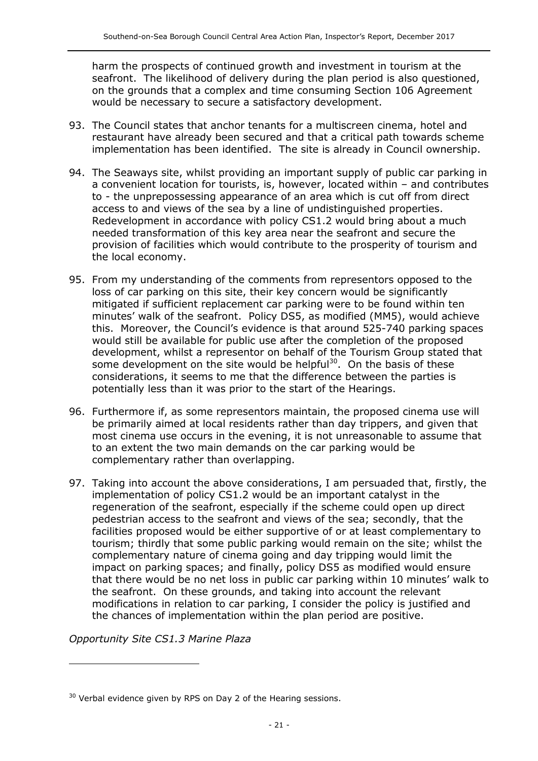harm the prospects of continued growth and investment in tourism at the seafront. The likelihood of delivery during the plan period is also questioned, on the grounds that a complex and time consuming Section 106 Agreement would be necessary to secure a satisfactory development.

93. The Council states that anchor tenants for a multiscreen cinema, hotel and restaurant have already been secured and that a critical path towards scheme implementation has been identified. The site is already in Council ownership.

94. The Seaways site, whilst providing an important supply of public car parking in a convenient location for tourists, is, however, located within – and contributes to - the unprepossessing appearance of an area which is cut off from direct access to and views of the sea by a line of undistinguished properties. Redevelopment in accordance with policy CS1.2 would bring about a much needed transformation of this key area near the seafront and secure the provision of facilities which would contribute to the prosperity of tourism and the local economy.

95. From my understanding of the comments from representors opposed to the loss of car parking on this site, their key concern would be significantly mitigated if sufficient replacement car parking were to be found within ten minutes' walk of the seafront. Policy DS5, as modified (MM5), would achieve this. Moreover, the Council's evidence is that around 525-740 parking spaces would still be available for public use after the completion of the proposed development, whilst a representor on behalf of the Tourism Group stated that some development on the site would be helpful[30]. On the basis of these considerations, it seems to me that the difference between the parties is potentially less than it was prior to the start of the Hearings.

96. Furthermore if, as some representors maintain, the proposed cinema use will be primarily aimed at local residents rather than day trippers, and given that most cinema use occurs in the evening, it is not unreasonable to assume that to an extent the two main demands on the car parking would be complementary rather than overlapping.

97. Taking into account the above considerations, I am persuaded that, firstly, the implementation of policy CS1.2 would be an important catalyst in the regeneration of the seafront, especially if the scheme could open up direct pedestrian access to the seafront and views of the sea; secondly, that the facilities proposed would be either supportive of or at least complementary to tourism; thirdly that some public parking would remain on the site; whilst the complementary nature of cinema going and day tripping would limit the impact on parking spaces; and finally, policy DS5 as modified would ensure that there would be no net loss in public car parking within 10 minutes' walk to the seafront. On these grounds, and taking into account the relevant modifications in relation to car parking, I consider the policy is justified and the chances of implementation within the plan period are positive.

*Opportunity Site CS1.3 Marine Plaza*

---

[30] Verbal evidence given by RPS on Day 2 of the Hearing sessions.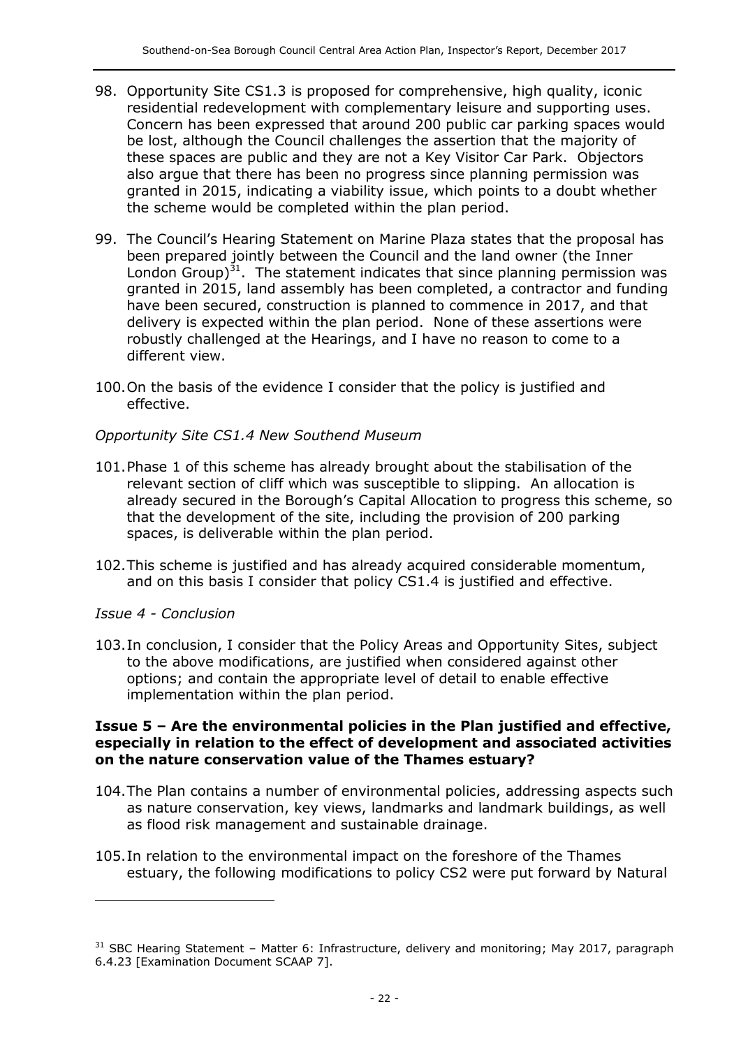98. Opportunity Site CS1.3 is proposed for comprehensive, high quality, iconic residential redevelopment with complementary leisure and supporting uses. Concern has been expressed that around 200 public car parking spaces would be lost, although the Council challenges the assertion that the majority of these spaces are public and they are not a Key Visitor Car Park. Objectors also argue that there has been no progress since planning permission was granted in 2015, indicating a viability issue, which points to a doubt whether the scheme would be completed within the plan period.

99. The Council's Hearing Statement on Marine Plaza states that the proposal has been prepared jointly between the Council and the land owner (the Inner London Group)[31]. The statement indicates that since planning permission was granted in 2015, land assembly has been completed, a contractor and funding have been secured, construction is planned to commence in 2017, and that delivery is expected within the plan period. None of these assertions were robustly challenged at the Hearings, and I have no reason to come to a different view.

100. On the basis of the evidence I consider that the policy is justified and effective.

*Opportunity Site CS1.4 New Southend Museum*

101. Phase 1 of this scheme has already brought about the stabilisation of the relevant section of cliff which was susceptible to slipping. An allocation is already secured in the Borough's Capital Allocation to progress this scheme, so that the development of the site, including the provision of 200 parking spaces, is deliverable within the plan period.

102. This scheme is justified and has already acquired considerable momentum, and on this basis I consider that policy CS1.4 is justified and effective.

*Issue 4 - Conclusion*

103. In conclusion, I consider that the Policy Areas and Opportunity Sites, subject to the above modifications, are justified when considered against other options; and contain the appropriate level of detail to enable effective implementation within the plan period.

**Issue 5 – Are the environmental policies in the Plan justified and effective, especially in relation to the effect of development and associated activities on the nature conservation value of the Thames estuary?**

104. The Plan contains a number of environmental policies, addressing aspects such as nature conservation, key views, landmarks and landmark buildings, as well as flood risk management and sustainable drainage.

105. In relation to the environmental impact on the foreshore of the Thames estuary, the following modifications to policy CS2 were put forward by Natural

---

[31] SBC Hearing Statement – Matter 6: Infrastructure, delivery and monitoring; May 2017, paragraph 6.4.23 [Examination Document SCAAP 7].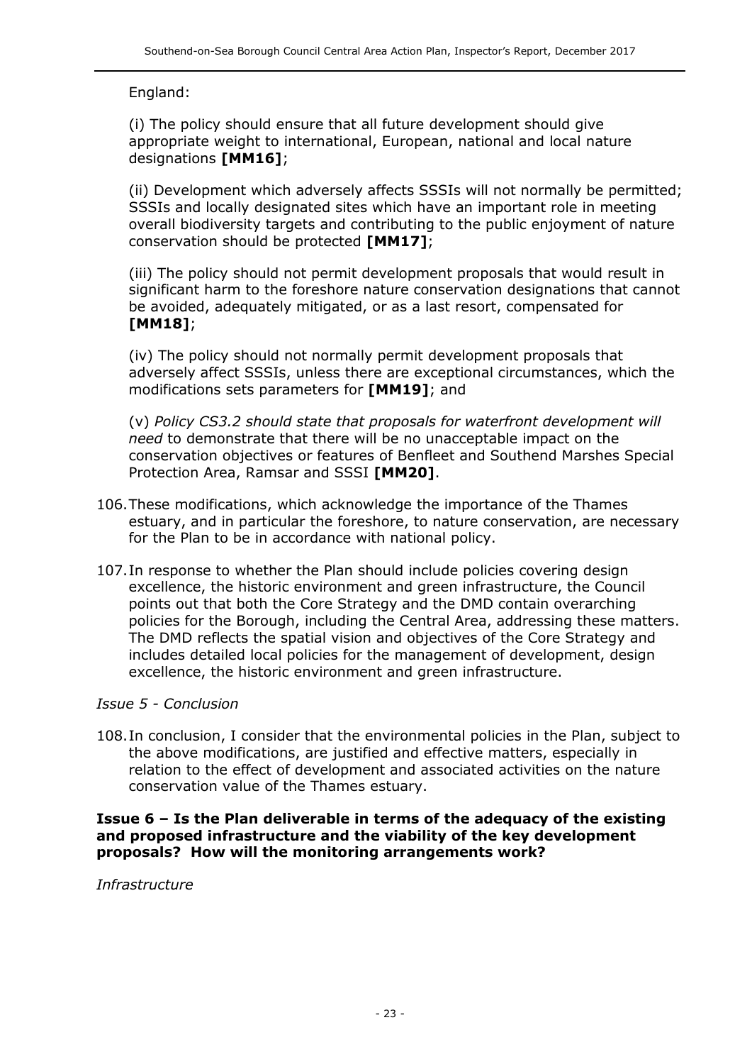England:

(i) The policy should ensure that all future development should give appropriate weight to international, European, national and local nature designations **[MM16]**;

(ii) Development which adversely affects SSSIs will not normally be permitted; SSSIs and locally designated sites which have an important role in meeting overall biodiversity targets and contributing to the public enjoyment of nature conservation should be protected **[MM17]**;

(iii) The policy should not permit development proposals that would result in significant harm to the foreshore nature conservation designations that cannot be avoided, adequately mitigated, or as a last resort, compensated for **[MM18]**;

(iv) The policy should not normally permit development proposals that adversely affect SSSIs, unless there are exceptional circumstances, which the modifications sets parameters for **[MM19]**; and

(v) *Policy CS3.2 should state that proposals for waterfront development will need* to demonstrate that there will be no unacceptable impact on the conservation objectives or features of Benfleet and Southend Marshes Special Protection Area, Ramsar and SSSI **[MM20]**.

106. These modifications, which acknowledge the importance of the Thames estuary, and in particular the foreshore, to nature conservation, are necessary for the Plan to be in accordance with national policy.

107. In response to whether the Plan should include policies covering design excellence, the historic environment and green infrastructure, the Council points out that both the Core Strategy and the DMD contain overarching policies for the Borough, including the Central Area, addressing these matters. The DMD reflects the spatial vision and objectives of the Core Strategy and includes detailed local policies for the management of development, design excellence, the historic environment and green infrastructure.

*Issue 5 - Conclusion*

108. In conclusion, I consider that the environmental policies in the Plan, subject to the above modifications, are justified and effective matters, especially in relation to the effect of development and associated activities on the nature conservation value of the Thames estuary.

**Issue 6 – Is the Plan deliverable in terms of the adequacy of the existing and proposed infrastructure and the viability of the key development proposals? How will the monitoring arrangements work?**

*Infrastructure*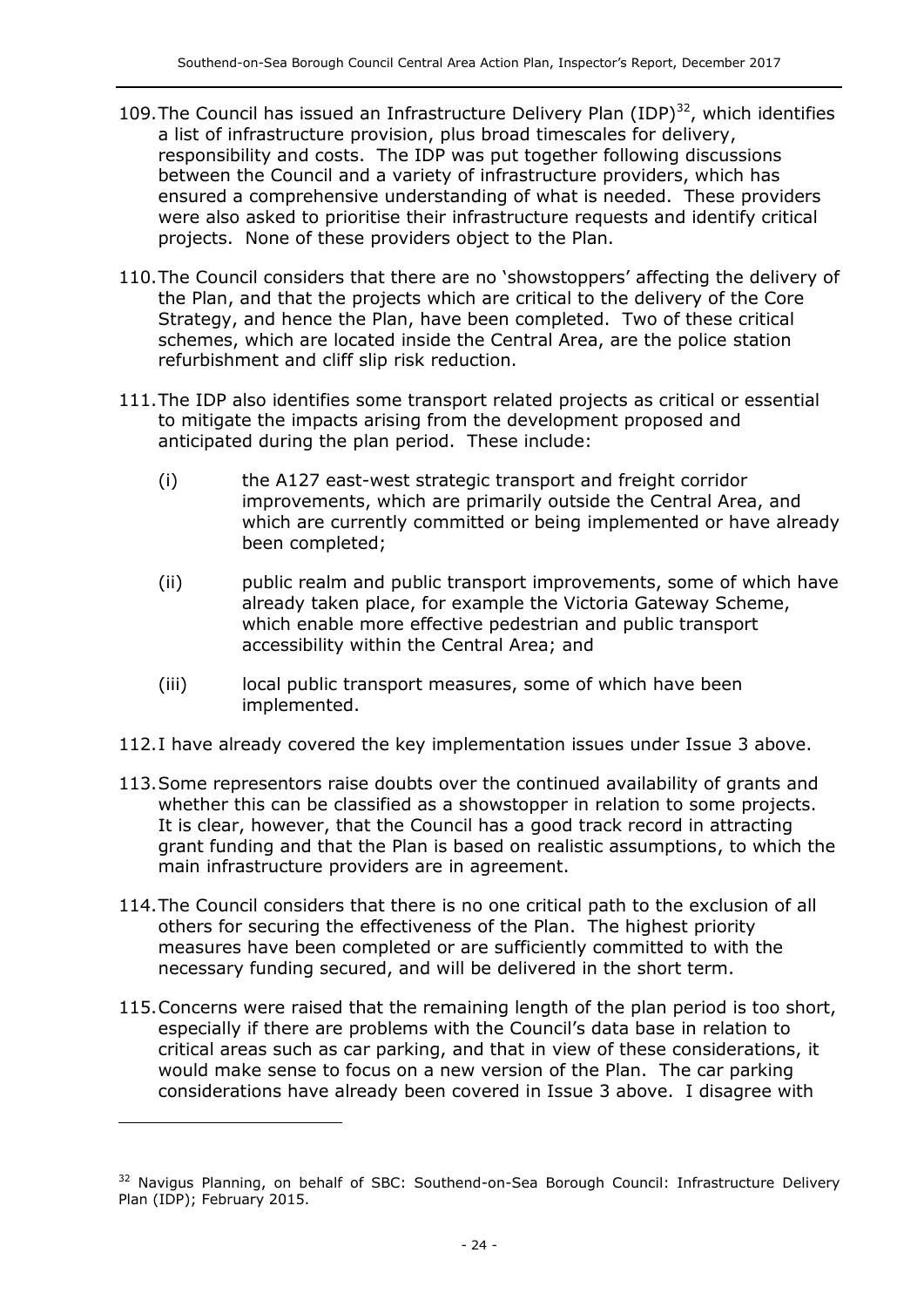109. The Council has issued an Infrastructure Delivery Plan (IDP)[32], which identifies a list of infrastructure provision, plus broad timescales for delivery, responsibility and costs. The IDP was put together following discussions between the Council and a variety of infrastructure providers, which has ensured a comprehensive understanding of what is needed. These providers were also asked to prioritise their infrastructure requests and identify critical projects. None of these providers object to the Plan.

110. The Council considers that there are no 'showstoppers' affecting the delivery of the Plan, and that the projects which are critical to the delivery of the Core Strategy, and hence the Plan, have been completed. Two of these critical schemes, which are located inside the Central Area, are the police station refurbishment and cliff slip risk reduction.

111. The IDP also identifies some transport related projects as critical or essential to mitigate the impacts arising from the development proposed and anticipated during the plan period. These include:

(i) the A127 east-west strategic transport and freight corridor improvements, which are primarily outside the Central Area, and which are currently committed or being implemented or have already been completed;

(ii) public realm and public transport improvements, some of which have already taken place, for example the Victoria Gateway Scheme, which enable more effective pedestrian and public transport accessibility within the Central Area; and

(iii) local public transport measures, some of which have been implemented.

112. I have already covered the key implementation issues under Issue 3 above.

113. Some representors raise doubts over the continued availability of grants and whether this can be classified as a showstopper in relation to some projects. It is clear, however, that the Council has a good track record in attracting grant funding and that the Plan is based on realistic assumptions, to which the main infrastructure providers are in agreement.

114. The Council considers that there is no one critical path to the exclusion of all others for securing the effectiveness of the Plan. The highest priority measures have been completed or are sufficiently committed to with the necessary funding secured, and will be delivered in the short term.

115. Concerns were raised that the remaining length of the plan period is too short, especially if there are problems with the Council's data base in relation to critical areas such as car parking, and that in view of these considerations, it would make sense to focus on a new version of the Plan. The car parking considerations have already been covered in Issue 3 above. I disagree with

[32] Navigus Planning, on behalf of SBC: Southend-on-Sea Borough Council: Infrastructure Delivery Plan (IDP); February 2015.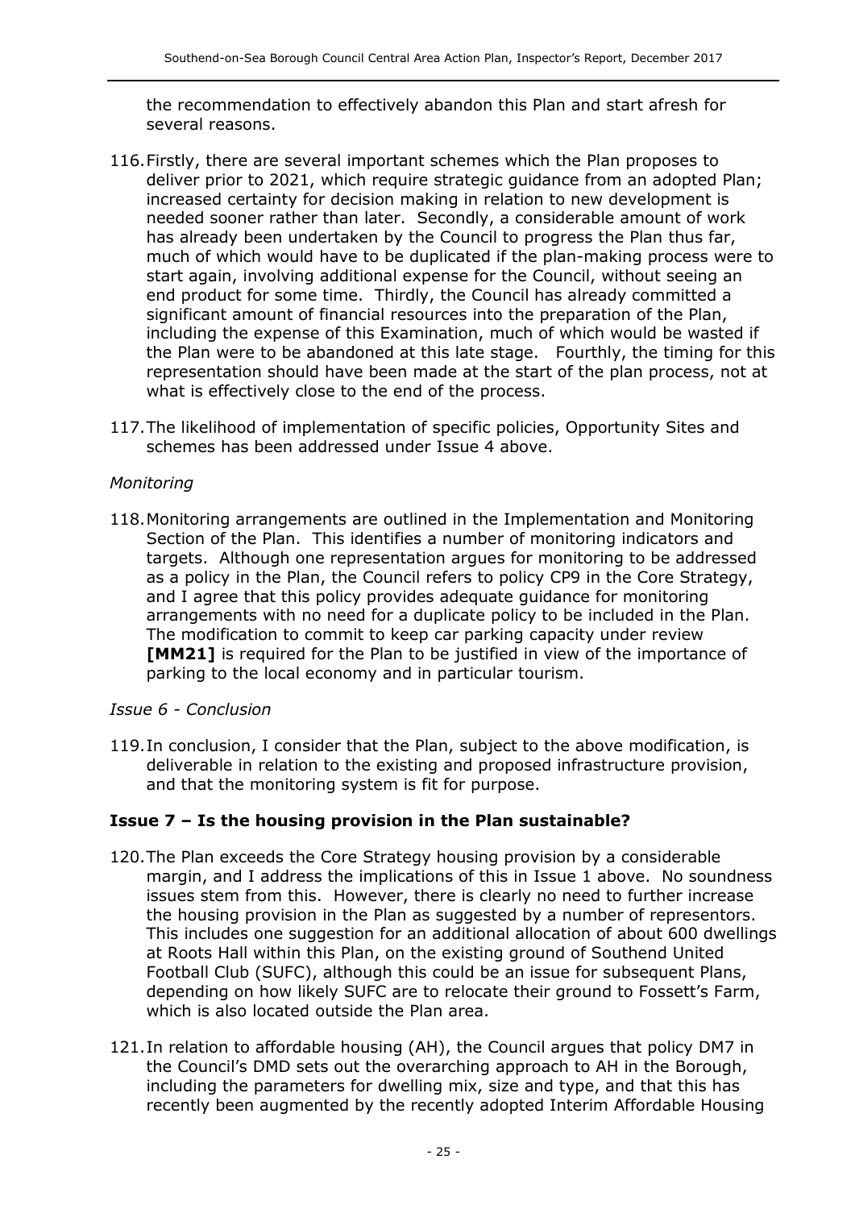the recommendation to effectively abandon this Plan and start afresh for several reasons.

116. Firstly, there are several important schemes which the Plan proposes to deliver prior to 2021, which require strategic guidance from an adopted Plan; increased certainty for decision making in relation to new development is needed sooner rather than later. Secondly, a considerable amount of work has already been undertaken by the Council to progress the Plan thus far, much of which would have to be duplicated if the plan-making process were to start again, involving additional expense for the Council, without seeing an end product for some time. Thirdly, the Council has already committed a significant amount of financial resources into the preparation of the Plan, including the expense of this Examination, much of which would be wasted if the Plan were to be abandoned at this late stage. Fourthly, the timing for this representation should have been made at the start of the plan process, not at what is effectively close to the end of the process.

117. The likelihood of implementation of specific policies, Opportunity Sites and schemes has been addressed under Issue 4 above.

*Monitoring*

118. Monitoring arrangements are outlined in the Implementation and Monitoring Section of the Plan. This identifies a number of monitoring indicators and targets. Although one representation argues for monitoring to be addressed as a policy in the Plan, the Council refers to policy CP9 in the Core Strategy, and I agree that this policy provides adequate guidance for monitoring arrangements with no need for a duplicate policy to be included in the Plan. The modification to commit to keep car parking capacity under review **[MM21]** is required for the Plan to be justified in view of the importance of parking to the local economy and in particular tourism.

*Issue 6 - Conclusion*

119. In conclusion, I consider that the Plan, subject to the above modification, is deliverable in relation to the existing and proposed infrastructure provision, and that the monitoring system is fit for purpose.

### Issue 7 – Is the housing provision in the Plan sustainable?

120. The Plan exceeds the Core Strategy housing provision by a considerable margin, and I address the implications of this in Issue 1 above. No soundness issues stem from this. However, there is clearly no need to further increase the housing provision in the Plan as suggested by a number of representors. This includes one suggestion for an additional allocation of about 600 dwellings at Roots Hall within this Plan, on the existing ground of Southend United Football Club (SUFC), although this could be an issue for subsequent Plans, depending on how likely SUFC are to relocate their ground to Fossett's Farm, which is also located outside the Plan area.

121. In relation to affordable housing (AH), the Council argues that policy DM7 in the Council's DMD sets out the overarching approach to AH in the Borough, including the parameters for dwelling mix, size and type, and that this has recently been augmented by the recently adopted Interim Affordable Housing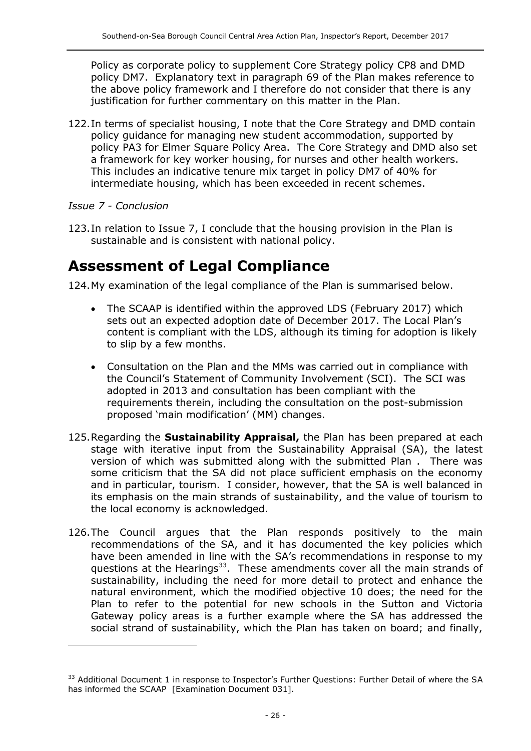Policy as corporate policy to supplement Core Strategy policy CP8 and DMD policy DM7. Explanatory text in paragraph 69 of the Plan makes reference to the above policy framework and I therefore do not consider that there is any justification for further commentary on this matter in the Plan.

122. In terms of specialist housing, I note that the Core Strategy and DMD contain policy guidance for managing new student accommodation, supported by policy PA3 for Elmer Square Policy Area. The Core Strategy and DMD also set a framework for key worker housing, for nurses and other health workers. This includes an indicative tenure mix target in policy DM7 of 40% for intermediate housing, which has been exceeded in recent schemes.

*Issue 7 - Conclusion*

123. In relation to Issue 7, I conclude that the housing provision in the Plan is sustainable and is consistent with national policy.

# Assessment of Legal Compliance

124. My examination of the legal compliance of the Plan is summarised below.

- The SCAAP is identified within the approved LDS (February 2017) which sets out an expected adoption date of December 2017. The Local Plan's content is compliant with the LDS, although its timing for adoption is likely to slip by a few months.
- Consultation on the Plan and the MMs was carried out in compliance with the Council's Statement of Community Involvement (SCI). The SCI was adopted in 2013 and consultation has been compliant with the requirements therein, including the consultation on the post-submission proposed 'main modification' (MM) changes.

125. Regarding the **Sustainability Appraisal,** the Plan has been prepared at each stage with iterative input from the Sustainability Appraisal (SA), the latest version of which was submitted along with the submitted Plan . There was some criticism that the SA did not place sufficient emphasis on the economy and in particular, tourism. I consider, however, that the SA is well balanced in its emphasis on the main strands of sustainability, and the value of tourism to the local economy is acknowledged.

126. The Council argues that the Plan responds positively to the main recommendations of the SA, and it has documented the key policies which have been amended in line with the SA's recommendations in response to my questions at the Hearings[33]. These amendments cover all the main strands of sustainability, including the need for more detail to protect and enhance the natural environment, which the modified objective 10 does; the need for the Plan to refer to the potential for new schools in the Sutton and Victoria Gateway policy areas is a further example where the SA has addressed the social strand of sustainability, which the Plan has taken on board; and finally,

---

[33] Additional Document 1 in response to Inspector's Further Questions: Further Detail of where the SA has informed the SCAAP [Examination Document 031].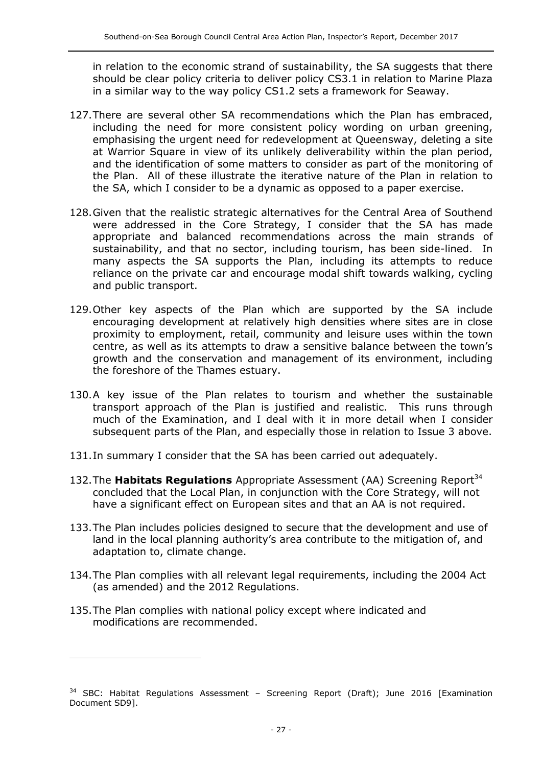in relation to the economic strand of sustainability, the SA suggests that there should be clear policy criteria to deliver policy CS3.1 in relation to Marine Plaza in a similar way to the way policy CS1.2 sets a framework for Seaway.

127. There are several other SA recommendations which the Plan has embraced, including the need for more consistent policy wording on urban greening, emphasising the urgent need for redevelopment at Queensway, deleting a site at Warrior Square in view of its unlikely deliverability within the plan period, and the identification of some matters to consider as part of the monitoring of the Plan. All of these illustrate the iterative nature of the Plan in relation to the SA, which I consider to be a dynamic as opposed to a paper exercise.

128. Given that the realistic strategic alternatives for the Central Area of Southend were addressed in the Core Strategy, I consider that the SA has made appropriate and balanced recommendations across the main strands of sustainability, and that no sector, including tourism, has been side-lined. In many aspects the SA supports the Plan, including its attempts to reduce reliance on the private car and encourage modal shift towards walking, cycling and public transport.

129. Other key aspects of the Plan which are supported by the SA include encouraging development at relatively high densities where sites are in close proximity to employment, retail, community and leisure uses within the town centre, as well as its attempts to draw a sensitive balance between the town's growth and the conservation and management of its environment, including the foreshore of the Thames estuary.

130. A key issue of the Plan relates to tourism and whether the sustainable transport approach of the Plan is justified and realistic. This runs through much of the Examination, and I deal with it in more detail when I consider subsequent parts of the Plan, and especially those in relation to Issue 3 above.

131. In summary I consider that the SA has been carried out adequately.

132. The **Habitats Regulations** Appropriate Assessment (AA) Screening Report[34] concluded that the Local Plan, in conjunction with the Core Strategy, will not have a significant effect on European sites and that an AA is not required.

133. The Plan includes policies designed to secure that the development and use of land in the local planning authority's area contribute to the mitigation of, and adaptation to, climate change.

134. The Plan complies with all relevant legal requirements, including the 2004 Act (as amended) and the 2012 Regulations.

135. The Plan complies with national policy except where indicated and modifications are recommended.

---

[34] SBC: Habitat Regulations Assessment – Screening Report (Draft); June 2016 [Examination Document SD9].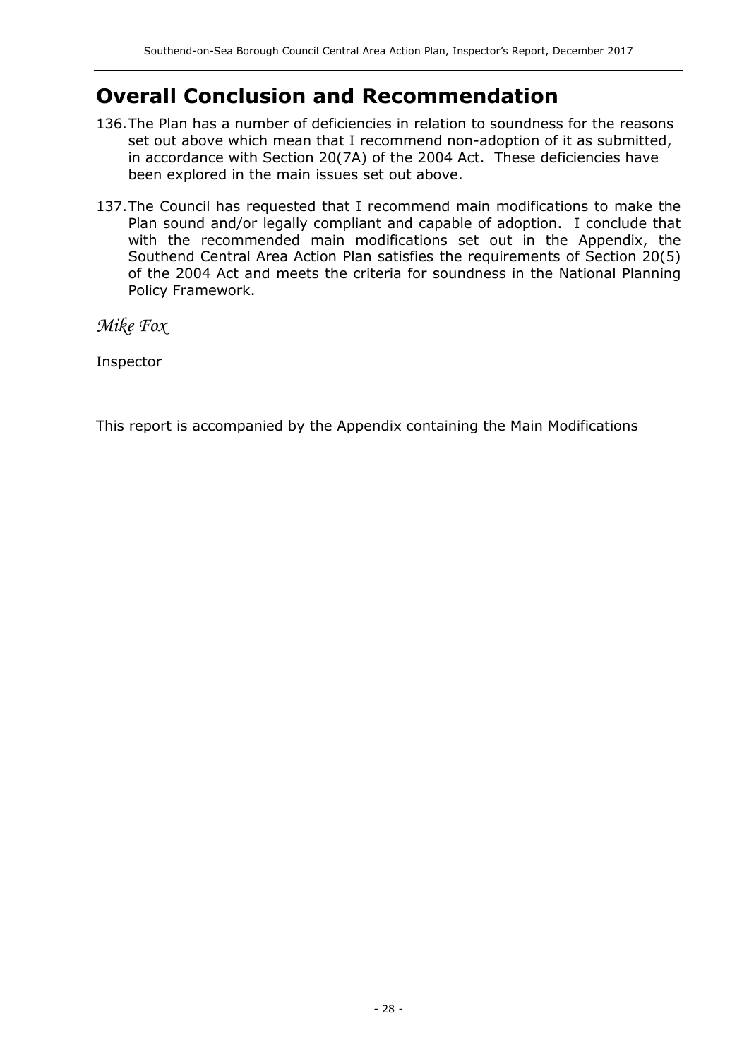# Overall Conclusion and Recommendation

136. The Plan has a number of deficiencies in relation to soundness for the reasons set out above which mean that I recommend non-adoption of it as submitted, in accordance with Section 20(7A) of the 2004 Act. These deficiencies have been explored in the main issues set out above.

137. The Council has requested that I recommend main modifications to make the Plan sound and/or legally compliant and capable of adoption. I conclude that with the recommended main modifications set out in the Appendix, the Southend Central Area Action Plan satisfies the requirements of Section 20(5) of the 2004 Act and meets the criteria for soundness in the National Planning Policy Framework.

*Mike Fox*

Inspector

This report is accompanied by the Appendix containing the Main Modifications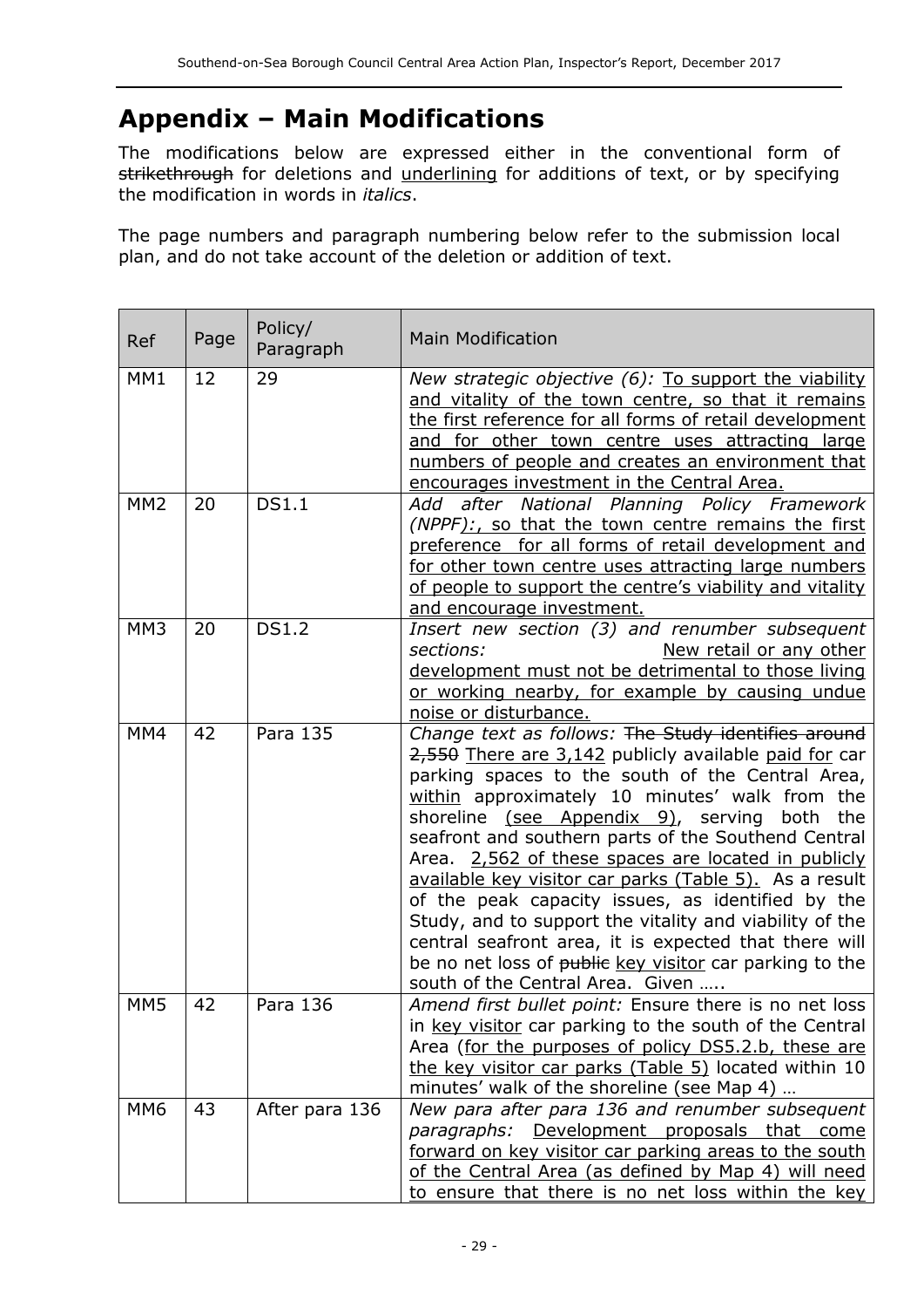# Appendix – Main Modifications

The modifications below are expressed either in the conventional form of ~~strikethrough~~ for deletions and <u>underlining</u> for additions of text, or by specifying the modification in words in *italics*.

The page numbers and paragraph numbering below refer to the submission local plan, and do not take account of the deletion or addition of text.

| Ref | Page | Policy/ Paragraph | Main Modification |
|---|---|---|---|
| MM1 | 12 | 29 | *New strategic objective (6):* <u>To support the viability and vitality of the town centre, so that it remains the first reference for all forms of retail development and for other town centre uses attracting large numbers of people and creates an environment that encourages investment in the Central Area.</u> |
| MM2 | 20 | DS1.1 | *Add after National Planning Policy Framework (NPPF):*<u>, so that the town centre remains the first preference for all forms of retail development and for other town centre uses attracting large numbers of people to support the centre's viability and vitality and encourage investment.</u> |
| MM3 | 20 | DS1.2 | *Insert new section (3) and renumber subsequent sections:* <u>New retail or any other development must not be detrimental to those living or working nearby, for example by causing undue noise or disturbance.</u> |
| MM4 | 42 | Para 135 | *Change text as follows:* ~~The Study identifies around 2,550~~ <u>There are 3,142</u> publicly available <u>paid for</u> car parking spaces to the south of the Central Area, <u>within</u> approximately 10 minutes' walk from the shoreline <u>(see Appendix 9)</u>, serving both the seafront and southern parts of the Southend Central Area. <u>2,562 of these spaces are located in publicly available key visitor car parks (Table 5).</u> As a result of the peak capacity issues, as identified by the Study, and to support the vitality and viability of the central seafront area, it is expected that there will be no net loss of ~~public~~ <u>key visitor</u> car parking to the south of the Central Area. Given ….. |
| MM5 | 42 | Para 136 | *Amend first bullet point:* Ensure there is no net loss in <u>key visitor</u> car parking to the south of the Central Area (<u>for the purposes of policy DS5.2.b, these are the key visitor car parks (Table 5)</u> located within 10 minutes' walk of the shoreline (see Map 4) … |
| MM6 | 43 | After para 136 | *New para after para 136 and renumber subsequent paragraphs:* <u>Development proposals that come forward on key visitor car parking areas to the south of the Central Area (as defined by Map 4) will need to ensure that there is no net loss within the key</u> |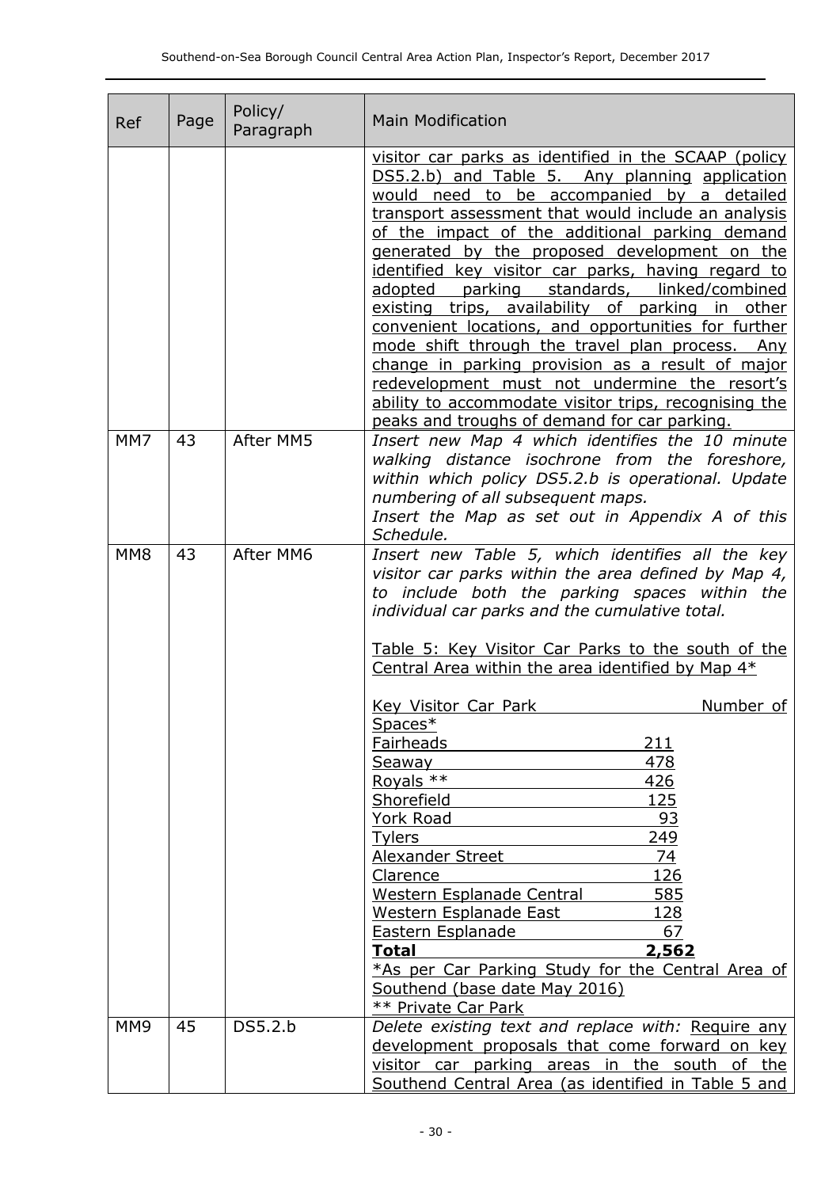| Ref | Page | Policy/ Paragraph | Main Modification |
|---|---|---|---|
| | | | visitor car parks as identified in the SCAAP (policy DS5.2.b) and Table 5. Any planning application would need to be accompanied by a detailed transport assessment that would include an analysis of the impact of the additional parking demand generated by the proposed development on the identified key visitor car parks, having regard to adopted parking standards, linked/combined existing trips, availability of parking in other convenient locations, and opportunities for further mode shift through the travel plan process. Any change in parking provision as a result of major redevelopment must not undermine the resort's ability to accommodate visitor trips, recognising the peaks and troughs of demand for car parking. |
| MM7 | 43 | After MM5 | *Insert new Map 4 which identifies the 10 minute walking distance isochrone from the foreshore, within which policy DS5.2.b is operational. Update numbering of all subsequent maps.*<br>*Insert the Map as set out in Appendix A of this Schedule.* |
| MM8 | 43 | After MM6 | *Insert new Table 5, which identifies all the key visitor car parks within the area defined by Map 4, to include both the parking spaces within the individual car parks and the cumulative total.*<br><br>Table 5: Key Visitor Car Parks to the south of the Central Area within the area identified by Map 4*<br><br>Key Visitor Car Park — Number of Spaces*<br>Fairheads — 211<br>Seaway — 478<br>Royals ** — 426<br>Shorefield — 125<br>York Road — 93<br>Tylers — 249<br>Alexander Street — 74<br>Clarence — 126<br>Western Esplanade Central — 585<br>Western Esplanade East — 128<br>Eastern Esplanade — 67<br>**Total — 2,562**<br>*As per Car Parking Study for the Central Area of Southend (base date May 2016)<br>** Private Car Park |
| MM9 | 45 | DS5.2.b | *Delete existing text and replace with:* Require any development proposals that come forward on key visitor car parking areas in the south of the Southend Central Area (as identified in Table 5 and |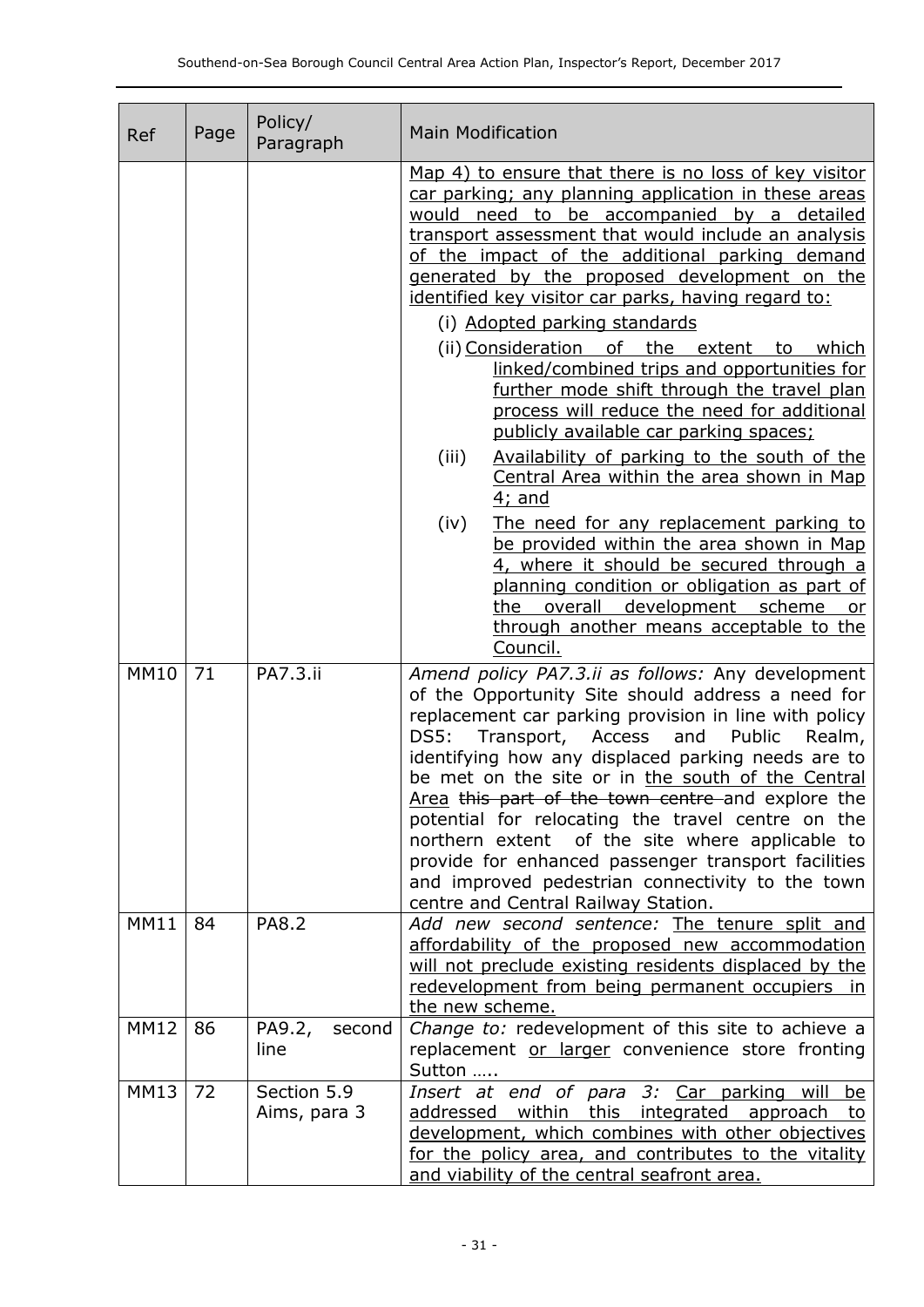| Ref | Page | Policy/ Paragraph | Main Modification |
|---|---|---|---|
| | | | <u>Map 4) to ensure that there is no loss of key visitor car parking; any planning application in these areas would need to be accompanied by a detailed transport assessment that would include an analysis of the impact of the additional parking demand generated by the proposed development on the identified key visitor car parks, having regard to:</u><br>(i) <u>Adopted parking standards</u><br>(ii) <u>Consideration of the extent to which linked/combined trips and opportunities for further mode shift through the travel plan process will reduce the need for additional publicly available car parking spaces;</u><br>(iii) <u>Availability of parking to the south of the Central Area within the area shown in Map 4; and</u><br>(iv) <u>The need for any replacement parking to be provided within the area shown in Map 4, where it should be secured through a planning condition or obligation as part of the overall development scheme or through another means acceptable to the Council.</u> |
| MM10 | 71 | PA7.3.ii | *Amend policy PA7.3.ii as follows:* Any development of the Opportunity Site should address a need for replacement car parking provision in line with policy DS5: Transport, Access and Public Realm, identifying how any displaced parking needs are to be met on the site or in <u>the south of the Central Area</u> ~~this part of the town centre~~ and explore the potential for relocating the travel centre on the northern extent of the site where applicable to provide for enhanced passenger transport facilities and improved pedestrian connectivity to the town centre and Central Railway Station. |
| MM11 | 84 | PA8.2 | *Add new second sentence:* <u>The tenure split and affordability of the proposed new accommodation will not preclude existing residents displaced by the redevelopment from being permanent occupiers in the new scheme.</u> |
| MM12 | 86 | PA9.2, second line | *Change to:* redevelopment of this site to achieve a replacement <u>or larger</u> convenience store fronting Sutton ….. |
| MM13 | 72 | Section 5.9 Aims, para 3 | *Insert at end of para 3:* <u>Car parking will be addressed within this integrated approach to development, which combines with other objectives for the policy area, and contributes to the vitality and viability of the central seafront area.</u> |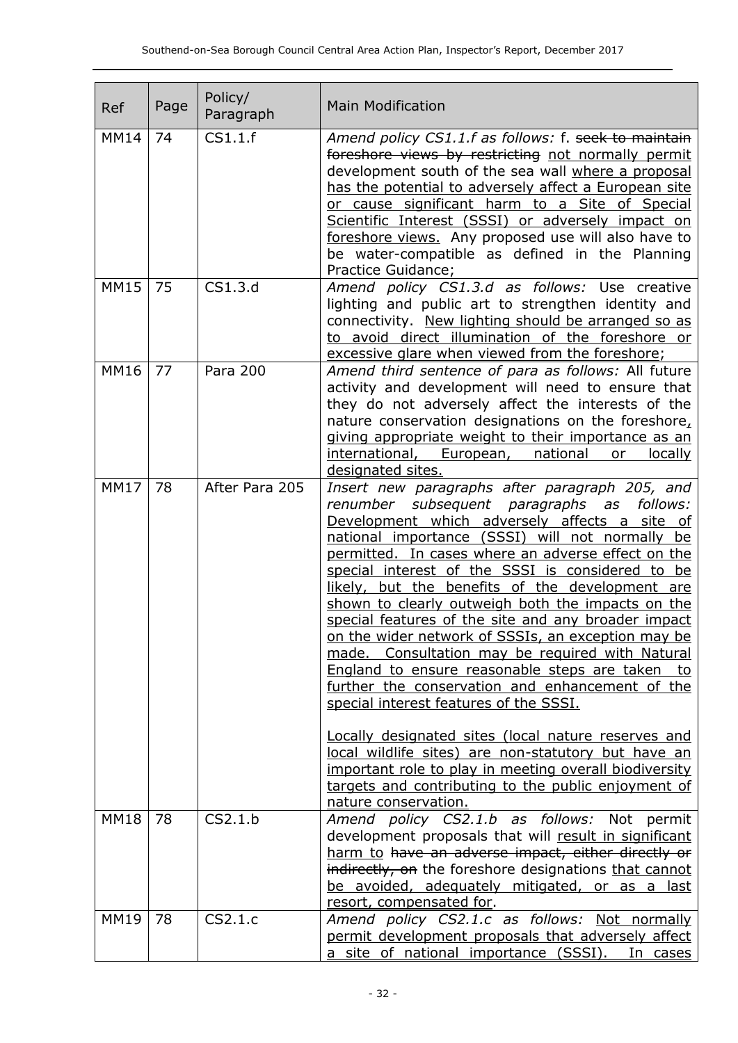| Ref | Page | Policy/ Paragraph | Main Modification |
|---|---|---|---|
| MM14 | 74 | CS1.1.f | *Amend policy CS1.1.f as follows:* f. ~~seek to maintain foreshore views by restricting~~ <u>not normally permit</u> development south of the sea wall <u>where a proposal has the potential to adversely affect a European site or cause significant harm to a Site of Special Scientific Interest (SSSI) or adversely impact on foreshore views.</u> Any proposed use will also have to be water-compatible as defined in the Planning Practice Guidance; |
| MM15 | 75 | CS1.3.d | *Amend policy CS1.3.d as follows:* Use creative lighting and public art to strengthen identity and connectivity. <u>New lighting should be arranged so as to avoid direct illumination of the foreshore or excessive glare when viewed from the foreshore</u>; |
| MM16 | 77 | Para 200 | *Amend third sentence of para as follows:* All future activity and development will need to ensure that they do not adversely affect the interests of the nature conservation designations on the foreshore<u>, giving appropriate weight to their importance as an international, European, national or locally designated sites.</u> |
| MM17 | 78 | After Para 205 | *Insert new paragraphs after paragraph 205, and renumber subsequent paragraphs as follows:* <u>Development which adversely affects a site of national importance (SSSI) will not normally be permitted. In cases where an adverse effect on the special interest of the SSSI is considered to be likely, but the benefits of the development are shown to clearly outweigh both the impacts on the special features of the site and any broader impact on the wider network of SSSIs, an exception may be made. Consultation may be required with Natural England to ensure reasonable steps are taken to further the conservation and enhancement of the special interest features of the SSSI.</u><br><br><u>Locally designated sites (local nature reserves and local wildlife sites) are non-statutory but have an important role to play in meeting overall biodiversity targets and contributing to the public enjoyment of nature conservation.</u> |
| MM18 | 78 | CS2.1.b | *Amend policy CS2.1.b as follows:* Not permit development proposals that will <u>result in significant harm to</u> ~~have an adverse impact, either directly or indirectly, on~~ the foreshore designations <u>that cannot be avoided, adequately mitigated, or as a last resort, compensated for</u>. |
| MM19 | 78 | CS2.1.c | *Amend policy CS2.1.c as follows:* <u>Not normally permit development proposals that adversely affect a site of national importance (SSSI). In cases</u> |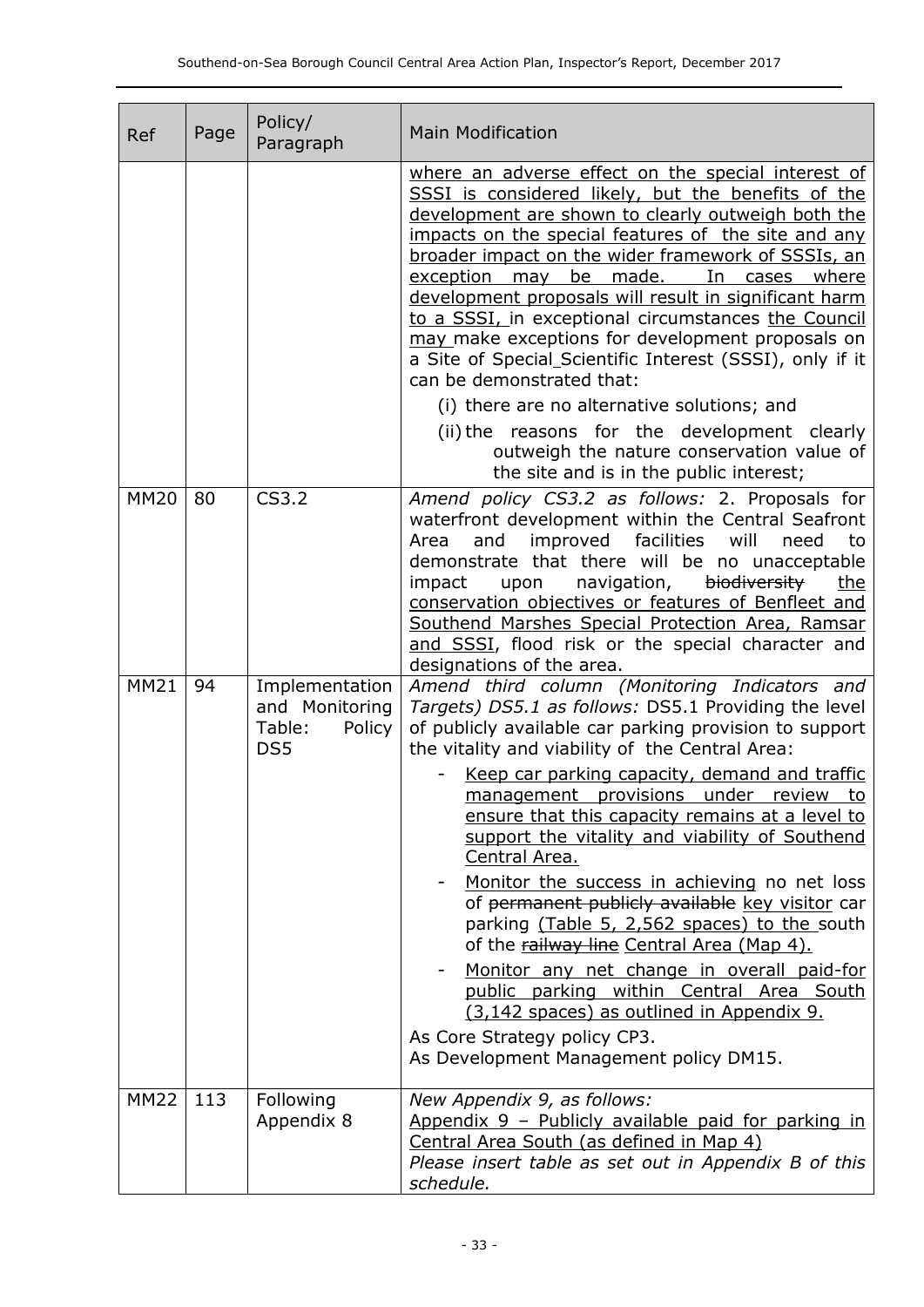| Ref | Page | Policy/ Paragraph | Main Modification |
|---|---|---|---|
| | | | <u>where an adverse effect on the special interest of SSSI is considered likely, but the benefits of the development are shown to clearly outweigh both the impacts on the special features of the site and any broader impact on the wider framework of SSSIs, an exception may be made. In cases where development proposals will result in significant harm to a SSSI,</u> in exceptional circumstances <u>the Council may</u> make exceptions for development proposals on a Site of Special Scientific Interest (SSSI), only if it can be demonstrated that:<br>(i) there are no alternative solutions; and<br>(ii) the reasons for the development clearly outweigh the nature conservation value of the site and is in the public interest; |
| MM20 | 80 | CS3.2 | *Amend policy CS3.2 as follows:* 2. Proposals for waterfront development within the Central Seafront Area and improved facilities will need to demonstrate that there will be no unacceptable impact upon navigation, ~~biodiversity~~ <u>the conservation objectives or features of Benfleet and Southend Marshes Special Protection Area, Ramsar and SSSI</u>, flood risk or the special character and designations of the area. |
| MM21 | 94 | Implementation and Monitoring Table: Policy DS5 | *Amend third column (Monitoring Indicators and Targets) DS5.1 as follows:* DS5.1 Providing the level of publicly available car parking provision to support the vitality and viability of the Central Area:<br>- <u>Keep car parking capacity, demand and traffic management provisions under review to ensure that this capacity remains at a level to support the vitality and viability of Southend Central Area.</u><br>- <u>Monitor the success in achieving</u> no net loss of ~~permanent publicly available~~ <u>key visitor</u> car parking <u>(Table 5, 2,562 spaces) to the</u> south of the ~~railway line~~ <u>Central Area (Map 4).</u><br>- <u>Monitor any net change in overall paid-for public parking within Central Area South (3,142 spaces) as outlined in Appendix 9.</u><br>As Core Strategy policy CP3.<br>As Development Management policy DM15. |
| MM22 | 113 | Following Appendix 8 | *New Appendix 9, as follows:*<br><u>Appendix 9 – Publicly available paid for parking in Central Area South (as defined in Map 4)</u><br>*Please insert table as set out in Appendix B of this schedule.* |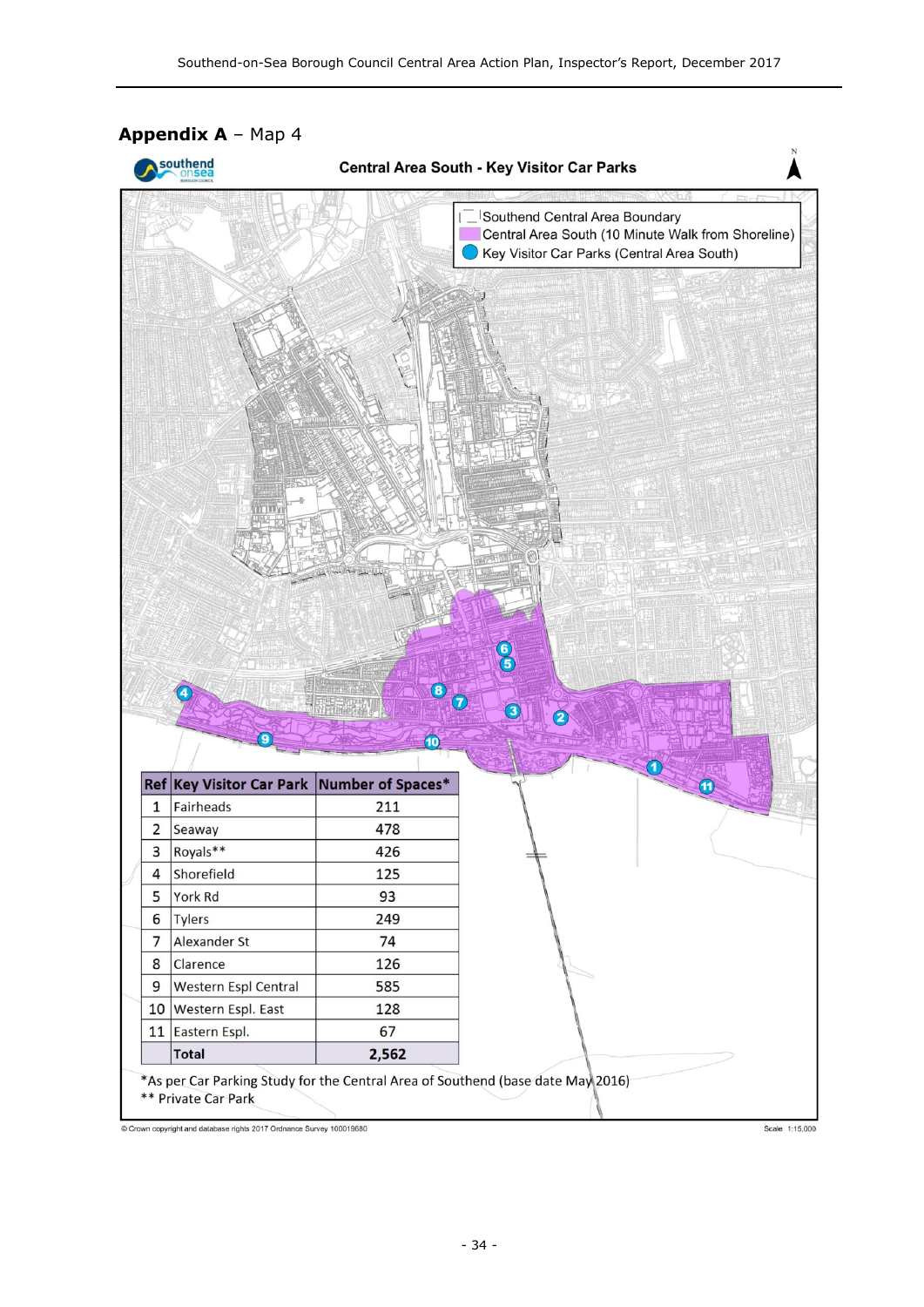## **Appendix A** – Map 4

**Central Area South - Key Visitor Car Parks**

Southend Central Area Boundary
Central Area South (10 Minute Walk from Shoreline)
Key Visitor Car Parks (Central Area South)

| Ref | Key Visitor Car Park | Number of Spaces* |
|---|---|---|
| 1 | Fairheads | 211 |
| 2 | Seaway | 478 |
| 3 | Royals** | 426 |
| 4 | Shorefield | 125 |
| 5 | York Rd | 93 |
| 6 | Tylers | 249 |
| 7 | Alexander St | 74 |
| 8 | Clarence | 126 |
| 9 | Western Espl Central | 585 |
| 10 | Western Espl. East | 128 |
| 11 | Eastern Espl. | 67 |
| | **Total** | **2,562** |

*As per Car Parking Study for the Central Area of Southend (base date May 2016)
** Private Car Park

© Crown copyright and database rights 2017 Ordnance Survey 100019680

Scale 1:15,000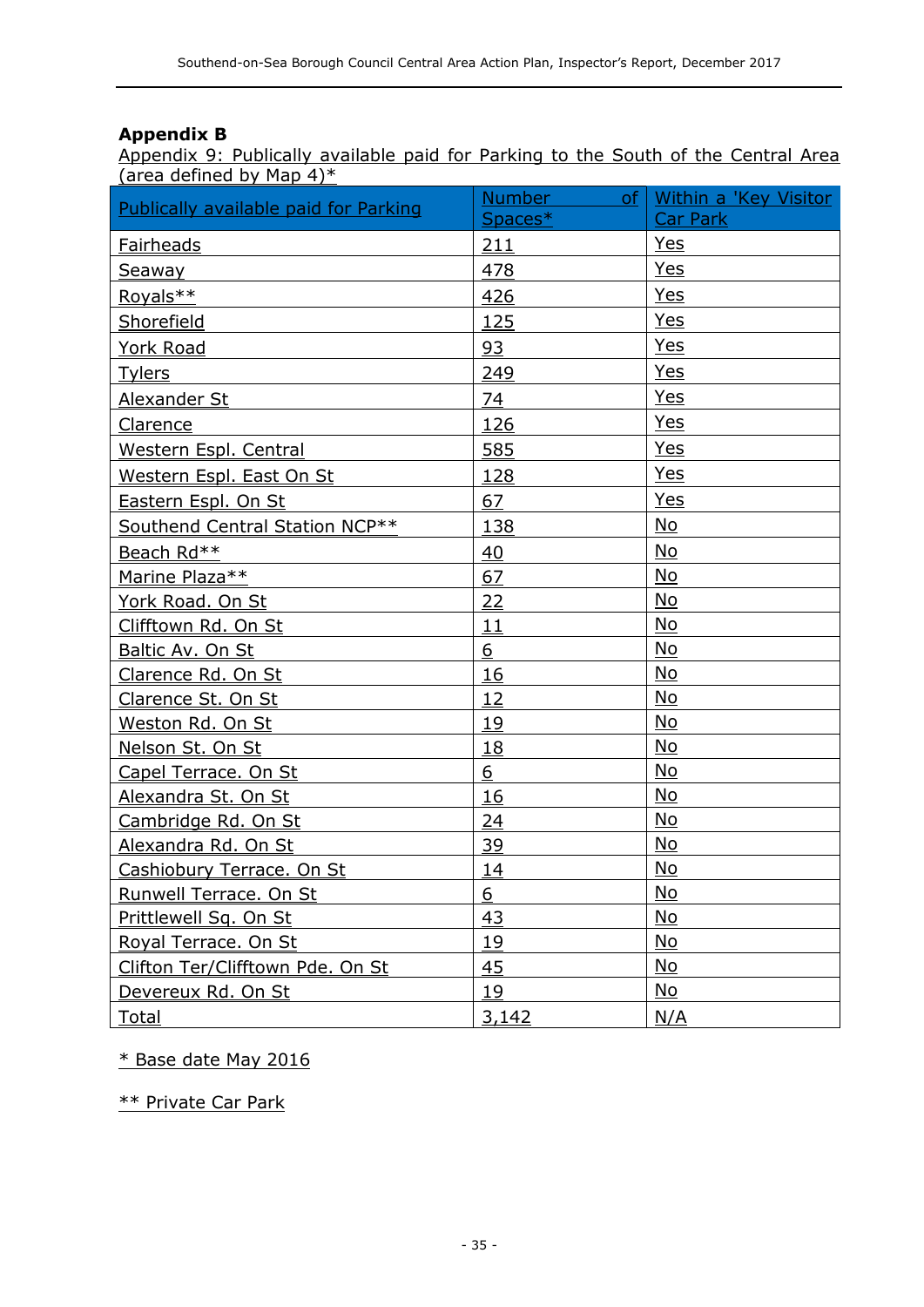**Appendix B**

Appendix 9: Publically available paid for Parking to the South of the Central Area (area defined by Map 4)*

| Publically available paid for Parking | Number of Spaces* | Within a 'Key Visitor Car Park |
|---|---|---|
| Fairheads | 211 | Yes |
| Seaway | 478 | Yes |
| Royals** | 426 | Yes |
| Shorefield | 125 | Yes |
| York Road | 93 | Yes |
| Tylers | 249 | Yes |
| Alexander St | 74 | Yes |
| Clarence | 126 | Yes |
| Western Espl. Central | 585 | Yes |
| Western Espl. East On St | 128 | Yes |
| Eastern Espl. On St | 67 | Yes |
| Southend Central Station NCP** | 138 | No |
| Beach Rd** | 40 | No |
| Marine Plaza** | 67 | No |
| York Road. On St | 22 | No |
| Clifftown Rd. On St | 11 | No |
| Baltic Av. On St | 6 | No |
| Clarence Rd. On St | 16 | No |
| Clarence St. On St | 12 | No |
| Weston Rd. On St | 19 | No |
| Nelson St. On St | 18 | No |
| Capel Terrace. On St | 6 | No |
| Alexandra St. On St | 16 | No |
| Cambridge Rd. On St | 24 | No |
| Alexandra Rd. On St | 39 | No |
| Cashiobury Terrace. On St | 14 | No |
| Runwell Terrace. On St | 6 | No |
| Prittlewell Sq. On St | 43 | No |
| Royal Terrace. On St | 19 | No |
| Clifton Ter/Clifftown Pde. On St | 45 | No |
| Devereux Rd. On St | 19 | No |
| Total | 3,142 | N/A |

* Base date May 2016

** Private Car Park